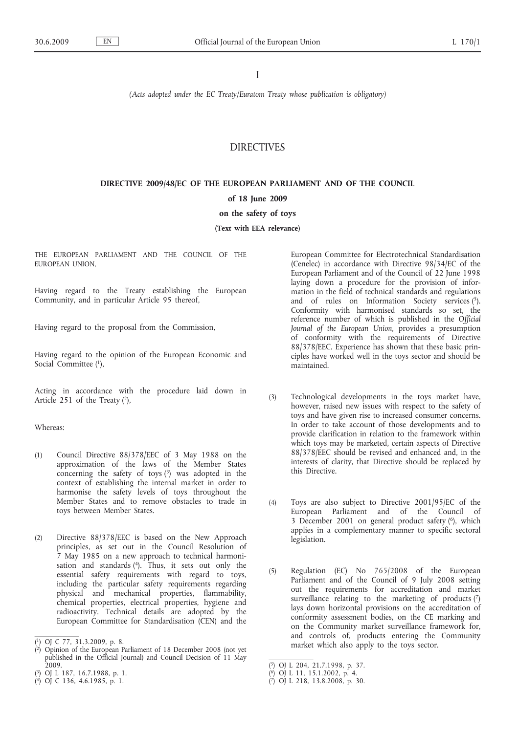I

*(Acts adopted under the EC Treaty/Euratom Treaty whose publication is obligatory)*

# DIRECTIVES

## DIRECTIVE 2009/48/EC OF THE EUROPEAN PARLIAMENT AND OF THE COUNCIL

**of 18 June 2009**

**on the safety of toys**

**(Text with EEA relevance)**

THE EUROPEAN PARLIAMENT AND THE COUNCIL OF THE EUROPEAN UNION,

Having regard to the Treaty establishing the European Community, and in particular Article 95 thereof,

Having regard to the proposal from the Commission,

Having regard to the opinion of the European Economic and Social Committee [1],

Acting in accordance with the procedure laid down in Article 251 of the Treaty [2],

Whereas:

(1) Council Directive 88/378/EEC of 3 May 1988 on the approximation of the laws of the Member States concerning the safety of toys [3] was adopted in the context of establishing the internal market in order to harmonise the safety levels of toys throughout the Member States and to remove obstacles to trade in toys between Member States.

(2) Directive 88/378/EEC is based on the New Approach principles, as set out in the Council Resolution of 7 May 1985 on a new approach to technical harmonisation and standards [4]. Thus, it sets out only the essential safety requirements with regard to toys, including the particular safety requirements regarding physical and mechanical properties, flammability, chemical properties, electrical properties, hygiene and radioactivity. Technical details are adopted by the European Committee for Standardisation (CEN) and the European Committee for Electrotechnical Standardisation (Cenelec) in accordance with Directive 98/34/EC of the European Parliament and of the Council of 22 June 1998 laying down a procedure for the provision of information in the field of technical standards and regulations and of rules on Information Society services [5]. Conformity with harmonised standards so set, the reference number of which is published in the *Official Journal of the European Union*, provides a presumption of conformity with the requirements of Directive 88/378/EEC. Experience has shown that these basic principles have worked well in the toys sector and should be maintained.

(3) Technological developments in the toys market have, however, raised new issues with respect to the safety of toys and have given rise to increased consumer concerns. In order to take account of those developments and to provide clarification in relation to the framework within which toys may be marketed, certain aspects of Directive 88/378/EEC should be revised and enhanced and, in the interests of clarity, that Directive should be replaced by this Directive.

(4) Toys are also subject to Directive 2001/95/EC of the European Parliament and of the Council of 3 December 2001 on general product safety [6], which applies in a complementary manner to specific sectoral legislation.

(5) Regulation (EC) No 765/2008 of the European Parliament and of the Council of 9 July 2008 setting out the requirements for accreditation and market surveillance relating to the marketing of products [7] lays down horizontal provisions on the accreditation of conformity assessment bodies, on the CE marking and on the Community market surveillance framework for, and controls of, products entering the Community market which also apply to the toys sector.

---

[1] OJ C 77, 31.3.2009, p. 8.

[2] Opinion of the European Parliament of 18 December 2008 (not yet published in the Official Journal) and Council Decision of 11 May 2009.

[3] OJ L 187, 16.7.1988, p. 1.

[4] OJ C 136, 4.6.1985, p. 1.

[5] OJ L 204, 21.7.1998, p. 37.

[6] OJ L 11, 15.1.2002, p. 4.

[7] OJ L 218, 13.8.2008, p. 30.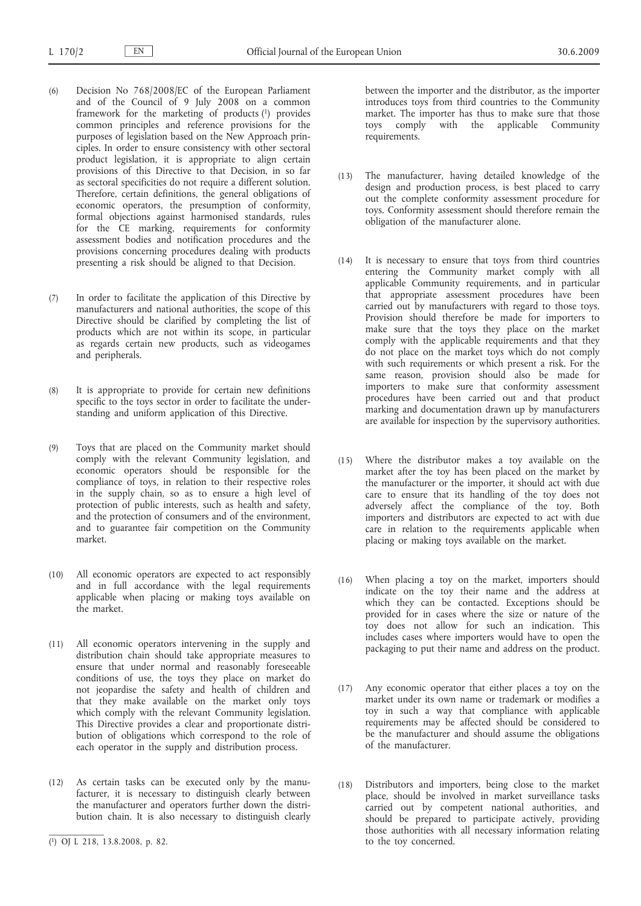(6) Decision No 768/2008/EC of the European Parliament and of the Council of 9 July 2008 on a common framework for the marketing of products [1] provides common principles and reference provisions for the purposes of legislation based on the New Approach principles. In order to ensure consistency with other sectoral product legislation, it is appropriate to align certain provisions of this Directive to that Decision, in so far as sectoral specificities do not require a different solution. Therefore, certain definitions, the general obligations of economic operators, the presumption of conformity, formal objections against harmonised standards, rules for the CE marking, requirements for conformity assessment bodies and notification procedures and the provisions concerning procedures dealing with products presenting a risk should be aligned to that Decision.

(7) In order to facilitate the application of this Directive by manufacturers and national authorities, the scope of this Directive should be clarified by completing the list of products which are not within its scope, in particular as regards certain new products, such as videogames and peripherals.

(8) It is appropriate to provide for certain new definitions specific to the toys sector in order to facilitate the understanding and uniform application of this Directive.

(9) Toys that are placed on the Community market should comply with the relevant Community legislation, and economic operators should be responsible for the compliance of toys, in relation to their respective roles in the supply chain, so as to ensure a high level of protection of public interests, such as health and safety, and the protection of consumers and of the environment, and to guarantee fair competition on the Community market.

(10) All economic operators are expected to act responsibly and in full accordance with the legal requirements applicable when placing or making toys available on the market.

(11) All economic operators intervening in the supply and distribution chain should take appropriate measures to ensure that under normal and reasonably foreseeable conditions of use, the toys they place on market do not jeopardise the safety and health of children and that they make available on the market only toys which comply with the relevant Community legislation. This Directive provides a clear and proportionate distribution of obligations which correspond to the role of each operator in the supply and distribution process.

(12) As certain tasks can be executed only by the manufacturer, it is necessary to distinguish clearly between the manufacturer and operators further down the distribution chain. It is also necessary to distinguish clearly between the importer and the distributor, as the importer introduces toys from third countries to the Community market. The importer has thus to make sure that those toys comply with the applicable Community requirements.

(13) The manufacturer, having detailed knowledge of the design and production process, is best placed to carry out the complete conformity assessment procedure for toys. Conformity assessment should therefore remain the obligation of the manufacturer alone.

(14) It is necessary to ensure that toys from third countries entering the Community market comply with all applicable Community requirements, and in particular that appropriate assessment procedures have been carried out by manufacturers with regard to those toys. Provision should therefore be made for importers to make sure that the toys they place on the market comply with the applicable requirements and that they do not place on the market toys which do not comply with such requirements or which present a risk. For the same reason, provision should also be made for importers to make sure that conformity assessment procedures have been carried out and that product marking and documentation drawn up by manufacturers are available for inspection by the supervisory authorities.

(15) Where the distributor makes a toy available on the market after the toy has been placed on the market by the manufacturer or the importer, it should act with due care to ensure that its handling of the toy does not adversely affect the compliance of the toy. Both importers and distributors are expected to act with due care in relation to the requirements applicable when placing or making toys available on the market.

(16) When placing a toy on the market, importers should indicate on the toy their name and the address at which they can be contacted. Exceptions should be provided for in cases where the size or nature of the toy does not allow for such an indication. This includes cases where importers would have to open the packaging to put their name and address on the product.

(17) Any economic operator that either places a toy on the market under its own name or trademark or modifies a toy in such a way that compliance with applicable requirements may be affected should be considered to be the manufacturer and should assume the obligations of the manufacturer.

(18) Distributors and importers, being close to the market place, should be involved in market surveillance tasks carried out by competent national authorities, and should be prepared to participate actively, providing those authorities with all necessary information relating to the toy concerned.

---

[1] OJ L 218, 13.8.2008, p. 82.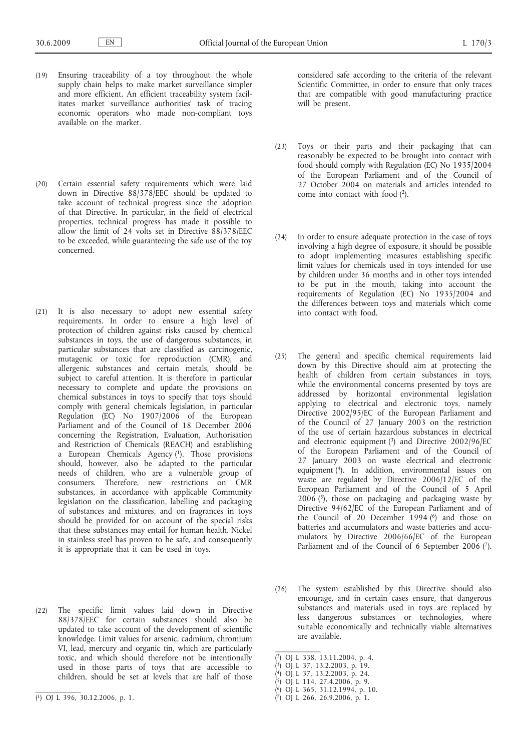(19) Ensuring traceability of a toy throughout the whole supply chain helps to make market surveillance simpler and more efficient. An efficient traceability system facilitates market surveillance authorities' task of tracing economic operators who made non-compliant toys available on the market.

(20) Certain essential safety requirements which were laid down in Directive 88/378/EEC should be updated to take account of technical progress since the adoption of that Directive. In particular, in the field of electrical properties, technical progress has made it possible to allow the limit of 24 volts set in Directive 88/378/EEC to be exceeded, while guaranteeing the safe use of the toy concerned.

(21) It is also necessary to adopt new essential safety requirements. In order to ensure a high level of protection of children against risks caused by chemical substances in toys, the use of dangerous substances, in particular substances that are classified as carcinogenic, mutagenic or toxic for reproduction (CMR), and allergenic substances and certain metals, should be subject to careful attention. It is therefore in particular necessary to complete and update the provisions on chemical substances in toys to specify that toys should comply with general chemicals legislation, in particular Regulation (EC) No 1907/2006 of the European Parliament and of the Council of 18 December 2006 concerning the Registration, Evaluation, Authorisation and Restriction of Chemicals (REACH) and establishing a European Chemicals Agency [1]. Those provisions should, however, also be adapted to the particular needs of children, who are a vulnerable group of consumers. Therefore, new restrictions on CMR substances, in accordance with applicable Community legislation on the classification, labelling and packaging of substances and mixtures, and on fragrances in toys should be provided for on account of the special risks that these substances may entail for human health. Nickel in stainless steel has proven to be safe, and consequently it is appropriate that it can be used in toys.

(22) The specific limit values laid down in Directive 88/378/EEC for certain substances should also be updated to take account of the development of scientific knowledge. Limit values for arsenic, cadmium, chromium VI, lead, mercury and organic tin, which are particularly toxic, and which should therefore not be intentionally used in those parts of toys that are accessible to children, should be set at levels that are half of those considered safe according to the criteria of the relevant Scientific Committee, in order to ensure that only traces that are compatible with good manufacturing practice will be present.

(23) Toys or their parts and their packaging that can reasonably be expected to be brought into contact with food should comply with Regulation (EC) No 1935/2004 of the European Parliament and of the Council of 27 October 2004 on materials and articles intended to come into contact with food [2].

(24) In order to ensure adequate protection in the case of toys involving a high degree of exposure, it should be possible to adopt implementing measures establishing specific limit values for chemicals used in toys intended for use by children under 36 months and in other toys intended to be put in the mouth, taking into account the requirements of Regulation (EC) No 1935/2004 and the differences between toys and materials which come into contact with food.

(25) The general and specific chemical requirements laid down by this Directive should aim at protecting the health of children from certain substances in toys, while the environmental concerns presented by toys are addressed by horizontal environmental legislation applying to electrical and electronic toys, namely Directive 2002/95/EC of the European Parliament and of the Council of 27 January 2003 on the restriction of the use of certain hazardous substances in electrical and electronic equipment [3] and Directive 2002/96/EC of the European Parliament and of the Council of 27 January 2003 on waste electrical and electronic equipment [4]. In addition, environmental issues on waste are regulated by Directive 2006/12/EC of the European Parliament and of the Council of 5 April 2006 [5], those on packaging and packaging waste by Directive 94/62/EC of the European Parliament and of the Council of 20 December 1994 [6] and those on batteries and accumulators and waste batteries and accumulators by Directive 2006/66/EC of the European Parliament and of the Council of 6 September 2006 [7].

(26) The system established by this Directive should also encourage, and in certain cases ensure, that dangerous substances and materials used in toys are replaced by less dangerous substances or technologies, where suitable economically and technically viable alternatives are available.

---

[1] OJ L 396, 30.12.2006, p. 1.

[2] OJ L 338, 13.11.2004, p. 4.

[3] OJ L 37, 13.2.2003, p. 19.

[4] OJ L 37, 13.2.2003, p. 24.

[5] OJ L 114, 27.4.2006, p. 9.

[6] OJ L 365, 31.12.1994, p. 10.

[7] OJ L 266, 26.9.2006, p. 1.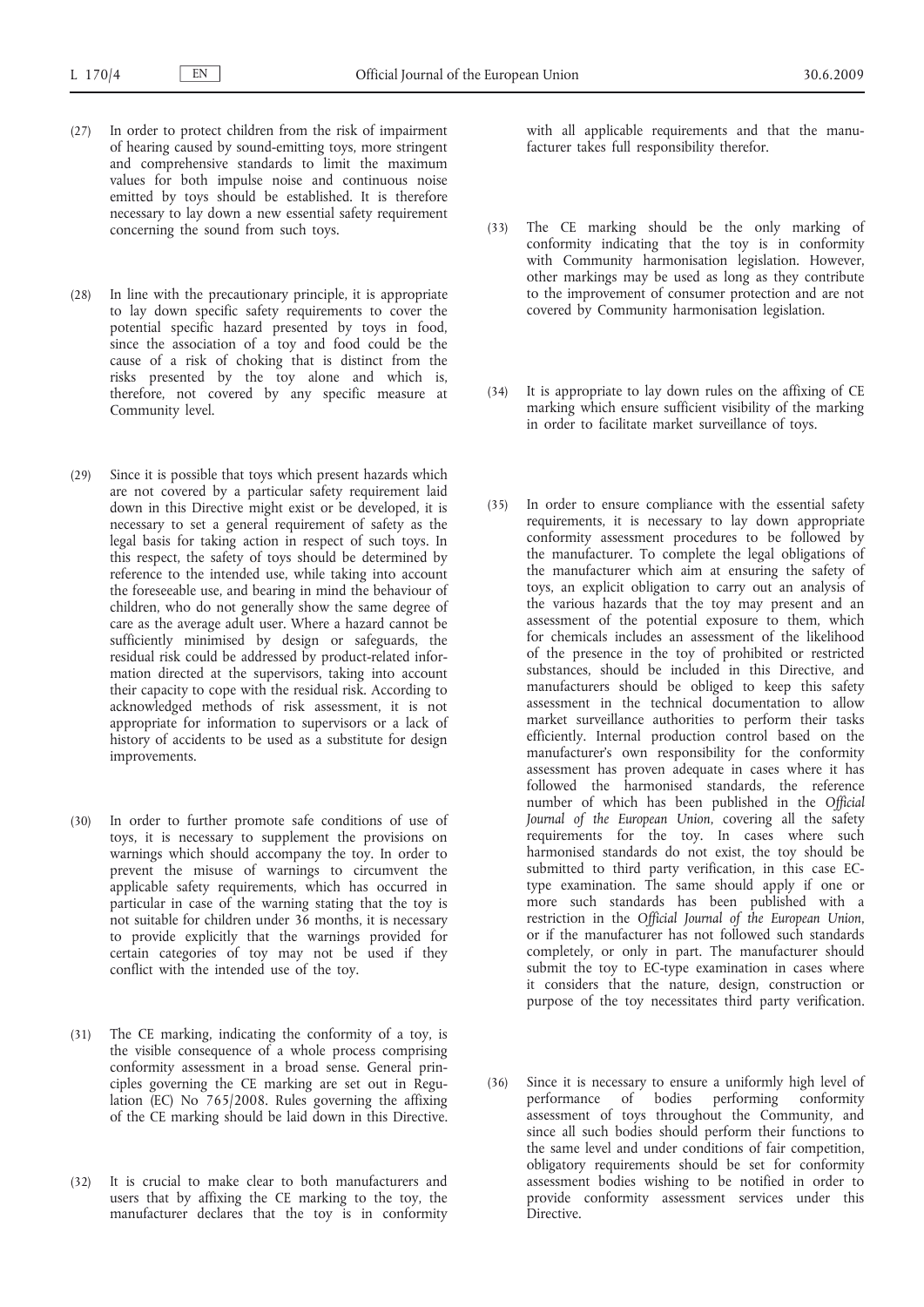(27) In order to protect children from the risk of impairment of hearing caused by sound-emitting toys, more stringent and comprehensive standards to limit the maximum values for both impulse noise and continuous noise emitted by toys should be established. It is therefore necessary to lay down a new essential safety requirement concerning the sound from such toys.

(28) In line with the precautionary principle, it is appropriate to lay down specific safety requirements to cover the potential specific hazard presented by toys in food, since the association of a toy and food could be the cause of a risk of choking that is distinct from the risks presented by the toy alone and which is, therefore, not covered by any specific measure at Community level.

(29) Since it is possible that toys which present hazards which are not covered by a particular safety requirement laid down in this Directive might exist or be developed, it is necessary to set a general requirement of safety as the legal basis for taking action in respect of such toys. In this respect, the safety of toys should be determined by reference to the intended use, while taking into account the foreseeable use, and bearing in mind the behaviour of children, who do not generally show the same degree of care as the average adult user. Where a hazard cannot be sufficiently minimised by design or safeguards, the residual risk could be addressed by product-related information directed at the supervisors, taking into account their capacity to cope with the residual risk. According to acknowledged methods of risk assessment, it is not appropriate for information to supervisors or a lack of history of accidents to be used as a substitute for design improvements.

(30) In order to further promote safe conditions of use of toys, it is necessary to supplement the provisions on warnings which should accompany the toy. In order to prevent the misuse of warnings to circumvent the applicable safety requirements, which has occurred in particular in case of the warning stating that the toy is not suitable for children under 36 months, it is necessary to provide explicitly that the warnings provided for certain categories of toy may not be used if they conflict with the intended use of the toy.

(31) The CE marking, indicating the conformity of a toy, is the visible consequence of a whole process comprising conformity assessment in a broad sense. General principles governing the CE marking are set out in Regulation (EC) No 765/2008. Rules governing the affixing of the CE marking should be laid down in this Directive.

(32) It is crucial to make clear to both manufacturers and users that by affixing the CE marking to the toy, the manufacturer declares that the toy is in conformity with all applicable requirements and that the manufacturer takes full responsibility therefor.

(33) The CE marking should be the only marking of conformity indicating that the toy is in conformity with Community harmonisation legislation. However, other markings may be used as long as they contribute to the improvement of consumer protection and are not covered by Community harmonisation legislation.

(34) It is appropriate to lay down rules on the affixing of CE marking which ensure sufficient visibility of the marking in order to facilitate market surveillance of toys.

(35) In order to ensure compliance with the essential safety requirements, it is necessary to lay down appropriate conformity assessment procedures to be followed by the manufacturer. To complete the legal obligations of the manufacturer which aim at ensuring the safety of toys, an explicit obligation to carry out an analysis of the various hazards that the toy may present and an assessment of the potential exposure to them, which for chemicals includes an assessment of the likelihood of the presence in the toy of prohibited or restricted substances, should be included in this Directive, and manufacturers should be obliged to keep this safety assessment in the technical documentation to allow market surveillance authorities to perform their tasks efficiently. Internal production control based on the manufacturer's own responsibility for the conformity assessment has proven adequate in cases where it has followed the harmonised standards, the reference number of which has been published in the *Official Journal of the European Union*, covering all the safety requirements for the toy. In cases where such harmonised standards do not exist, the toy should be submitted to third party verification, in this case EC-type examination. The same should apply if one or more such standards has been published with a restriction in the *Official Journal of the European Union*, or if the manufacturer has not followed such standards completely, or only in part. The manufacturer should submit the toy to EC-type examination in cases where it considers that the nature, design, construction or purpose of the toy necessitates third party verification.

(36) Since it is necessary to ensure a uniformly high level of performance of bodies performing conformity assessment of toys throughout the Community, and since all such bodies should perform their functions to the same level and under conditions of fair competition, obligatory requirements should be set for conformity assessment bodies wishing to be notified in order to provide conformity assessment services under this Directive.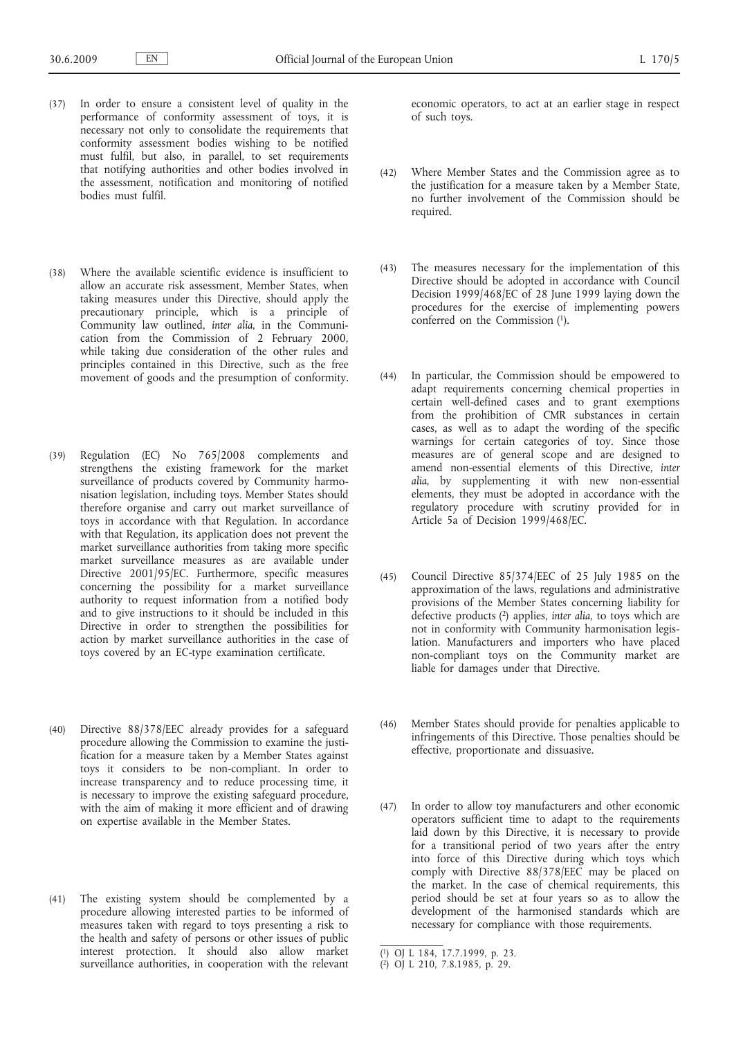(37) In order to ensure a consistent level of quality in the performance of conformity assessment of toys, it is necessary not only to consolidate the requirements that conformity assessment bodies wishing to be notified must fulfil, but also, in parallel, to set requirements that notifying authorities and other bodies involved in the assessment, notification and monitoring of notified bodies must fulfil.

(38) Where the available scientific evidence is insufficient to allow an accurate risk assessment, Member States, when taking measures under this Directive, should apply the precautionary principle, which is a principle of Community law outlined, *inter alia*, in the Communication from the Commission of 2 February 2000, while taking due consideration of the other rules and principles contained in this Directive, such as the free movement of goods and the presumption of conformity.

(39) Regulation (EC) No 765/2008 complements and strengthens the existing framework for the market surveillance of products covered by Community harmonisation legislation, including toys. Member States should therefore organise and carry out market surveillance of toys in accordance with that Regulation. In accordance with that Regulation, its application does not prevent the market surveillance authorities from taking more specific market surveillance measures as are available under Directive 2001/95/EC. Furthermore, specific measures concerning the possibility for a market surveillance authority to request information from a notified body and to give instructions to it should be included in this Directive in order to strengthen the possibilities for action by market surveillance authorities in the case of toys covered by an EC-type examination certificate.

(40) Directive 88/378/EEC already provides for a safeguard procedure allowing the Commission to examine the justification for a measure taken by a Member States against toys it considers to be non-compliant. In order to increase transparency and to reduce processing time, it is necessary to improve the existing safeguard procedure, with the aim of making it more efficient and of drawing on expertise available in the Member States.

(41) The existing system should be complemented by a procedure allowing interested parties to be informed of measures taken with regard to toys presenting a risk to the health and safety of persons or other issues of public interest protection. It should also allow market surveillance authorities, in cooperation with the relevant economic operators, to act at an earlier stage in respect of such toys.

(42) Where Member States and the Commission agree as to the justification for a measure taken by a Member State, no further involvement of the Commission should be required.

(43) The measures necessary for the implementation of this Directive should be adopted in accordance with Council Decision 1999/468/EC of 28 June 1999 laying down the procedures for the exercise of implementing powers conferred on the Commission [1].

(44) In particular, the Commission should be empowered to adapt requirements concerning chemical properties in certain well-defined cases and to grant exemptions from the prohibition of CMR substances in certain cases, as well as to adapt the wording of the specific warnings for certain categories of toy. Since those measures are of general scope and are designed to amend non-essential elements of this Directive, *inter alia*, by supplementing it with new non-essential elements, they must be adopted in accordance with the regulatory procedure with scrutiny provided for in Article 5a of Decision 1999/468/EC.

(45) Council Directive 85/374/EEC of 25 July 1985 on the approximation of the laws, regulations and administrative provisions of the Member States concerning liability for defective products [2] applies, *inter alia*, to toys which are not in conformity with Community harmonisation legislation. Manufacturers and importers who have placed non-compliant toys on the Community market are liable for damages under that Directive.

(46) Member States should provide for penalties applicable to infringements of this Directive. Those penalties should be effective, proportionate and dissuasive.

(47) In order to allow toy manufacturers and other economic operators sufficient time to adapt to the requirements laid down by this Directive, it is necessary to provide for a transitional period of two years after the entry into force of this Directive during which toys which comply with Directive 88/378/EEC may be placed on the market. In the case of chemical requirements, this period should be set at four years so as to allow the development of the harmonised standards which are necessary for compliance with those requirements.

---

[1] OJ L 184, 17.7.1999, p. 23.
[2] OJ L 210, 7.8.1985, p. 29.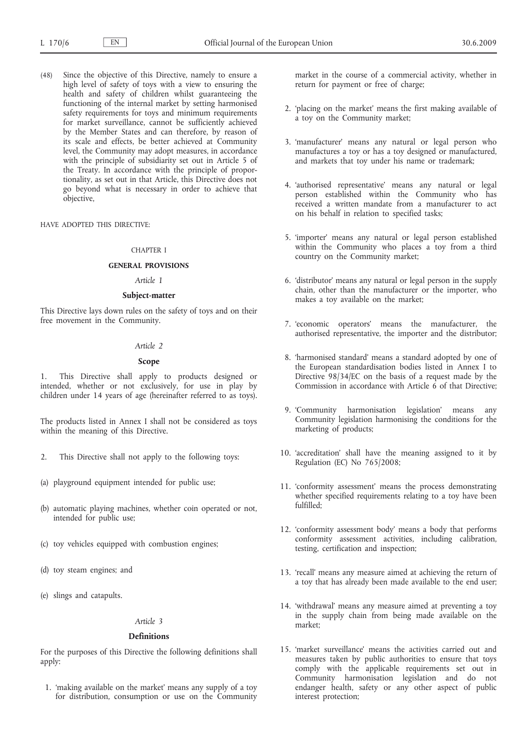(48) Since the objective of this Directive, namely to ensure a high level of safety of toys with a view to ensuring the health and safety of children whilst guaranteeing the functioning of the internal market by setting harmonised safety requirements for toys and minimum requirements for market surveillance, cannot be sufficiently achieved by the Member States and can therefore, by reason of its scale and effects, be better achieved at Community level, the Community may adopt measures, in accordance with the principle of subsidiarity set out in Article 5 of the Treaty. In accordance with the principle of proportionality, as set out in that Article, this Directive does not go beyond what is necessary in order to achieve that objective,

HAVE ADOPTED THIS DIRECTIVE:

## CHAPTER I

## GENERAL PROVISIONS

### *Article 1*

### Subject-matter

This Directive lays down rules on the safety of toys and on their free movement in the Community.

### *Article 2*

### Scope

1. This Directive shall apply to products designed or intended, whether or not exclusively, for use in play by children under 14 years of age (hereinafter referred to as toys).

The products listed in Annex I shall not be considered as toys within the meaning of this Directive.

2. This Directive shall not apply to the following toys:

(a) playground equipment intended for public use;

(b) automatic playing machines, whether coin operated or not, intended for public use;

(c) toy vehicles equipped with combustion engines;

(d) toy steam engines; and

(e) slings and catapults.

### *Article 3*

### Definitions

For the purposes of this Directive the following definitions shall apply:

1. 'making available on the market' means any supply of a toy for distribution, consumption or use on the Community market in the course of a commercial activity, whether in return for payment or free of charge;

2. 'placing on the market' means the first making available of a toy on the Community market;

3. 'manufacturer' means any natural or legal person who manufactures a toy or has a toy designed or manufactured, and markets that toy under his name or trademark;

4. 'authorised representative' means any natural or legal person established within the Community who has received a written mandate from a manufacturer to act on his behalf in relation to specified tasks;

5. 'importer' means any natural or legal person established within the Community who places a toy from a third country on the Community market;

6. 'distributor' means any natural or legal person in the supply chain, other than the manufacturer or the importer, who makes a toy available on the market;

7. 'economic operators' means the manufacturer, the authorised representative, the importer and the distributor;

8. 'harmonised standard' means a standard adopted by one of the European standardisation bodies listed in Annex I to Directive 98/34/EC on the basis of a request made by the Commission in accordance with Article 6 of that Directive;

9. 'Community harmonisation legislation' means any Community legislation harmonising the conditions for the marketing of products;

10. 'accreditation' shall have the meaning assigned to it by Regulation (EC) No 765/2008;

11. 'conformity assessment' means the process demonstrating whether specified requirements relating to a toy have been fulfilled;

12. 'conformity assessment body' means a body that performs conformity assessment activities, including calibration, testing, certification and inspection;

13. 'recall' means any measure aimed at achieving the return of a toy that has already been made available to the end user;

14. 'withdrawal' means any measure aimed at preventing a toy in the supply chain from being made available on the market;

15. 'market surveillance' means the activities carried out and measures taken by public authorities to ensure that toys comply with the applicable requirements set out in Community harmonisation legislation and do not endanger health, safety or any other aspect of public interest protection;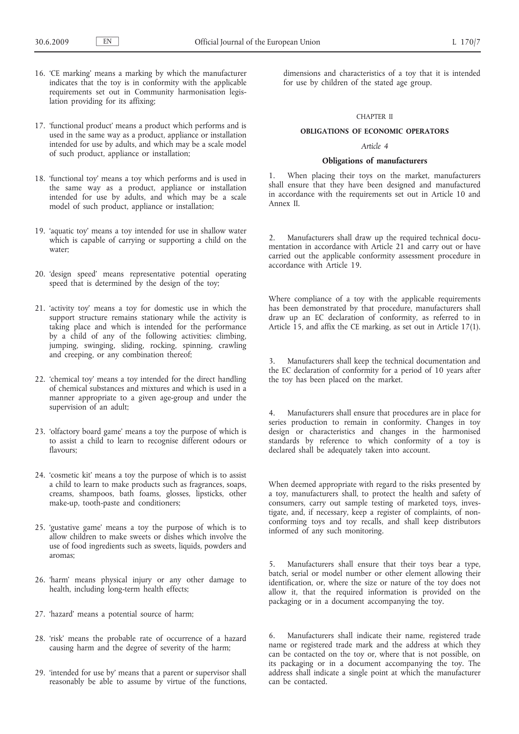16. 'CE marking' means a marking by which the manufacturer indicates that the toy is in conformity with the applicable requirements set out in Community harmonisation legislation providing for its affixing;

17. 'functional product' means a product which performs and is used in the same way as a product, appliance or installation intended for use by adults, and which may be a scale model of such product, appliance or installation;

18. 'functional toy' means a toy which performs and is used in the same way as a product, appliance or installation intended for use by adults, and which may be a scale model of such product, appliance or installation;

19. 'aquatic toy' means a toy intended for use in shallow water which is capable of carrying or supporting a child on the water;

20. 'design speed' means representative potential operating speed that is determined by the design of the toy;

21. 'activity toy' means a toy for domestic use in which the support structure remains stationary while the activity is taking place and which is intended for the performance by a child of any of the following activities: climbing, jumping, swinging, sliding, rocking, spinning, crawling and creeping, or any combination thereof;

22. 'chemical toy' means a toy intended for the direct handling of chemical substances and mixtures and which is used in a manner appropriate to a given age-group and under the supervision of an adult;

23. 'olfactory board game' means a toy the purpose of which is to assist a child to learn to recognise different odours or flavours;

24. 'cosmetic kit' means a toy the purpose of which is to assist a child to learn to make products such as fragrances, soaps, creams, shampoos, bath foams, glosses, lipsticks, other make-up, tooth-paste and conditioners;

25. 'gustative game' means a toy the purpose of which is to allow children to make sweets or dishes which involve the use of food ingredients such as sweets, liquids, powders and aromas;

26. 'harm' means physical injury or any other damage to health, including long-term health effects;

27. 'hazard' means a potential source of harm;

28. 'risk' means the probable rate of occurrence of a hazard causing harm and the degree of severity of the harm;

29. 'intended for use by' means that a parent or supervisor shall reasonably be able to assume by virtue of the functions, dimensions and characteristics of a toy that it is intended for use by children of the stated age group.

## CHAPTER II

## OBLIGATIONS OF ECONOMIC OPERATORS

### *Article 4*

### Obligations of manufacturers

1. When placing their toys on the market, manufacturers shall ensure that they have been designed and manufactured in accordance with the requirements set out in Article 10 and Annex II.

2. Manufacturers shall draw up the required technical documentation in accordance with Article 21 and carry out or have carried out the applicable conformity assessment procedure in accordance with Article 19.

Where compliance of a toy with the applicable requirements has been demonstrated by that procedure, manufacturers shall draw up an EC declaration of conformity, as referred to in Article 15, and affix the CE marking, as set out in Article 17(1).

3. Manufacturers shall keep the technical documentation and the EC declaration of conformity for a period of 10 years after the toy has been placed on the market.

4. Manufacturers shall ensure that procedures are in place for series production to remain in conformity. Changes in toy design or characteristics and changes in the harmonised standards by reference to which conformity of a toy is declared shall be adequately taken into account.

When deemed appropriate with regard to the risks presented by a toy, manufacturers shall, to protect the health and safety of consumers, carry out sample testing of marketed toys, investigate, and, if necessary, keep a register of complaints, of non-conforming toys and toy recalls, and shall keep distributors informed of any such monitoring.

5. Manufacturers shall ensure that their toys bear a type, batch, serial or model number or other element allowing their identification, or, where the size or nature of the toy does not allow it, that the required information is provided on the packaging or in a document accompanying the toy.

6. Manufacturers shall indicate their name, registered trade name or registered trade mark and the address at which they can be contacted on the toy or, where that is not possible, on its packaging or in a document accompanying the toy. The address shall indicate a single point at which the manufacturer can be contacted.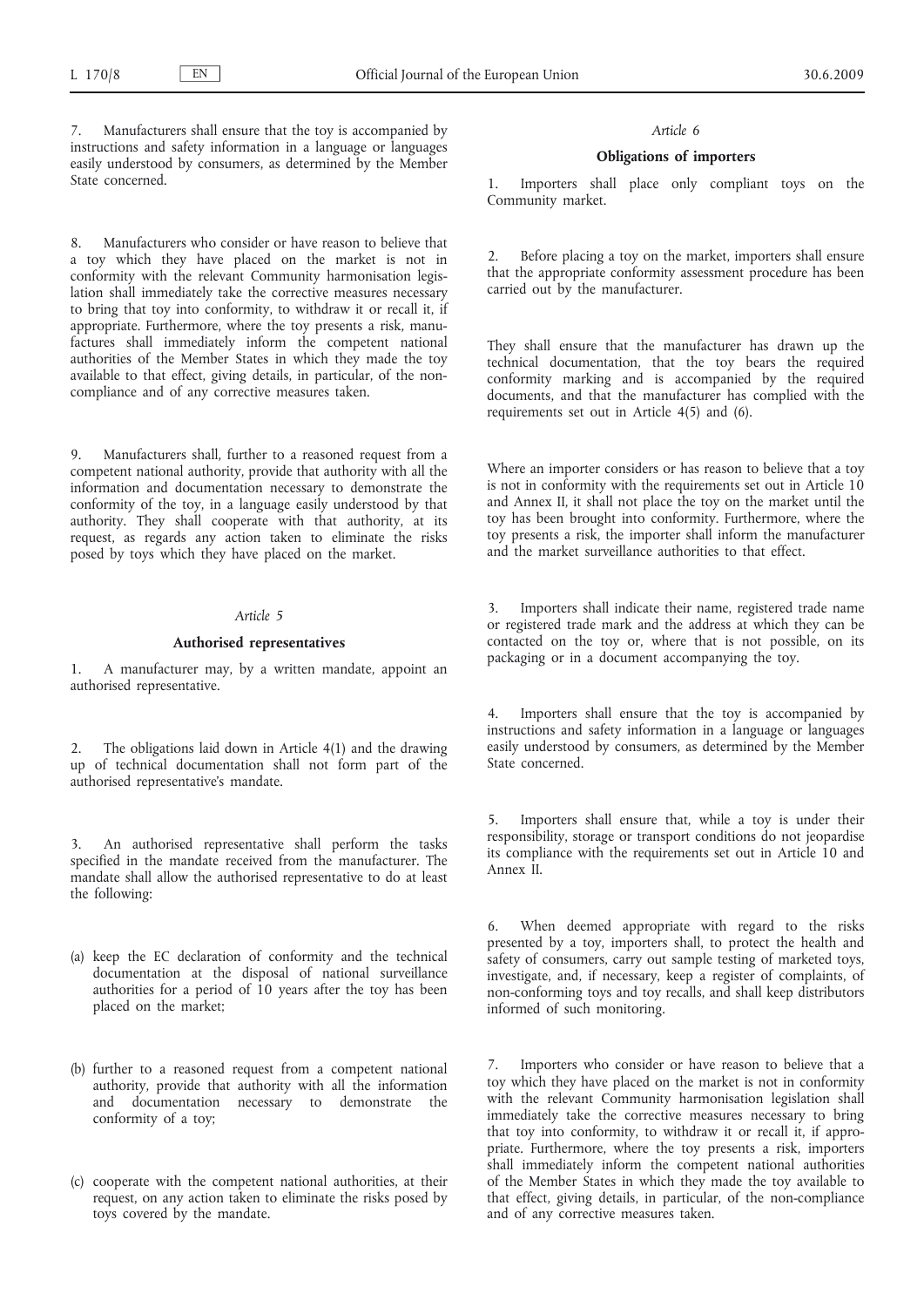7. Manufacturers shall ensure that the toy is accompanied by instructions and safety information in a language or languages easily understood by consumers, as determined by the Member State concerned.

8. Manufacturers who consider or have reason to believe that a toy which they have placed on the market is not in conformity with the relevant Community harmonisation legislation shall immediately take the corrective measures necessary to bring that toy into conformity, to withdraw it or recall it, if appropriate. Furthermore, where the toy presents a risk, manufactures shall immediately inform the competent national authorities of the Member States in which they made the toy available to that effect, giving details, in particular, of the non-compliance and of any corrective measures taken.

9. Manufacturers shall, further to a reasoned request from a competent national authority, provide that authority with all the information and documentation necessary to demonstrate the conformity of the toy, in a language easily understood by that authority. They shall cooperate with that authority, at its request, as regards any action taken to eliminate the risks posed by toys which they have placed on the market.

*Article 5*

**Authorised representatives**

1. A manufacturer may, by a written mandate, appoint an authorised representative.

2. The obligations laid down in Article 4(1) and the drawing up of technical documentation shall not form part of the authorised representative's mandate.

3. An authorised representative shall perform the tasks specified in the mandate received from the manufacturer. The mandate shall allow the authorised representative to do at least the following:

(a) keep the EC declaration of conformity and the technical documentation at the disposal of national surveillance authorities for a period of 10 years after the toy has been placed on the market;

(b) further to a reasoned request from a competent national authority, provide that authority with all the information and documentation necessary to demonstrate the conformity of a toy;

(c) cooperate with the competent national authorities, at their request, on any action taken to eliminate the risks posed by toys covered by the mandate.

*Article 6*

**Obligations of importers**

1. Importers shall place only compliant toys on the Community market.

2. Before placing a toy on the market, importers shall ensure that the appropriate conformity assessment procedure has been carried out by the manufacturer.

They shall ensure that the manufacturer has drawn up the technical documentation, that the toy bears the required conformity marking and is accompanied by the required documents, and that the manufacturer has complied with the requirements set out in Article 4(5) and (6).

Where an importer considers or has reason to believe that a toy is not in conformity with the requirements set out in Article 10 and Annex II, it shall not place the toy on the market until the toy has been brought into conformity. Furthermore, where the toy presents a risk, the importer shall inform the manufacturer and the market surveillance authorities to that effect.

3. Importers shall indicate their name, registered trade name or registered trade mark and the address at which they can be contacted on the toy or, where that is not possible, on its packaging or in a document accompanying the toy.

4. Importers shall ensure that the toy is accompanied by instructions and safety information in a language or languages easily understood by consumers, as determined by the Member State concerned.

5. Importers shall ensure that, while a toy is under their responsibility, storage or transport conditions do not jeopardise its compliance with the requirements set out in Article 10 and Annex II.

6. When deemed appropriate with regard to the risks presented by a toy, importers shall, to protect the health and safety of consumers, carry out sample testing of marketed toys, investigate, and, if necessary, keep a register of complaints, of non-conforming toys and toy recalls, and shall keep distributors informed of such monitoring.

7. Importers who consider or have reason to believe that a toy which they have placed on the market is not in conformity with the relevant Community harmonisation legislation shall immediately take the corrective measures necessary to bring that toy into conformity, to withdraw it or recall it, if appropriate. Furthermore, where the toy presents a risk, importers shall immediately inform the competent national authorities of the Member States in which they made the toy available to that effect, giving details, in particular, of the non-compliance and of any corrective measures taken.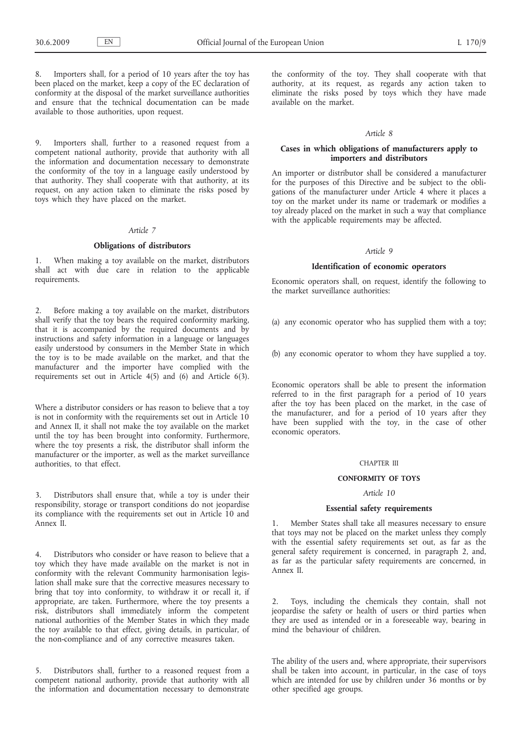8. Importers shall, for a period of 10 years after the toy has been placed on the market, keep a copy of the EC declaration of conformity at the disposal of the market surveillance authorities and ensure that the technical documentation can be made available to those authorities, upon request.

9. Importers shall, further to a reasoned request from a competent national authority, provide that authority with all the information and documentation necessary to demonstrate the conformity of the toy in a language easily understood by that authority. They shall cooperate with that authority, at its request, on any action taken to eliminate the risks posed by toys which they have placed on the market.

*Article 7*

**Obligations of distributors**

1. When making a toy available on the market, distributors shall act with due care in relation to the applicable requirements.

2. Before making a toy available on the market, distributors shall verify that the toy bears the required conformity marking, that it is accompanied by the required documents and by instructions and safety information in a language or languages easily understood by consumers in the Member State in which the toy is to be made available on the market, and that the manufacturer and the importer have complied with the requirements set out in Article 4(5) and (6) and Article 6(3).

Where a distributor considers or has reason to believe that a toy is not in conformity with the requirements set out in Article 10 and Annex II, it shall not make the toy available on the market until the toy has been brought into conformity. Furthermore, where the toy presents a risk, the distributor shall inform the manufacturer or the importer, as well as the market surveillance authorities, to that effect.

3. Distributors shall ensure that, while a toy is under their responsibility, storage or transport conditions do not jeopardise its compliance with the requirements set out in Article 10 and Annex II.

4. Distributors who consider or have reason to believe that a toy which they have made available on the market is not in conformity with the relevant Community harmonisation legislation shall make sure that the corrective measures necessary to bring that toy into conformity, to withdraw it or recall it, if appropriate, are taken. Furthermore, where the toy presents a risk, distributors shall immediately inform the competent national authorities of the Member States in which they made the toy available to that effect, giving details, in particular, of the non-compliance and of any corrective measures taken.

5. Distributors shall, further to a reasoned request from a competent national authority, provide that authority with all the information and documentation necessary to demonstrate the conformity of the toy. They shall cooperate with that authority, at its request, as regards any action taken to eliminate the risks posed by toys which they have made available on the market.

*Article 8*

**Cases in which obligations of manufacturers apply to importers and distributors**

An importer or distributor shall be considered a manufacturer for the purposes of this Directive and be subject to the obligations of the manufacturer under Article 4 where it places a toy on the market under its name or trademark or modifies a toy already placed on the market in such a way that compliance with the applicable requirements may be affected.

*Article 9*

**Identification of economic operators**

Economic operators shall, on request, identify the following to the market surveillance authorities:

(a) any economic operator who has supplied them with a toy;

(b) any economic operator to whom they have supplied a toy.

Economic operators shall be able to present the information referred to in the first paragraph for a period of 10 years after the toy has been placed on the market, in the case of the manufacturer, and for a period of 10 years after they have been supplied with the toy, in the case of other economic operators.

CHAPTER III

**CONFORMITY OF TOYS**

*Article 10*

**Essential safety requirements**

1. Member States shall take all measures necessary to ensure that toys may not be placed on the market unless they comply with the essential safety requirements set out, as far as the general safety requirement is concerned, in paragraph 2, and, as far as the particular safety requirements are concerned, in Annex II.

2. Toys, including the chemicals they contain, shall not jeopardise the safety or health of users or third parties when they are used as intended or in a foreseeable way, bearing in mind the behaviour of children.

The ability of the users and, where appropriate, their supervisors shall be taken into account, in particular, in the case of toys which are intended for use by children under 36 months or by other specified age groups.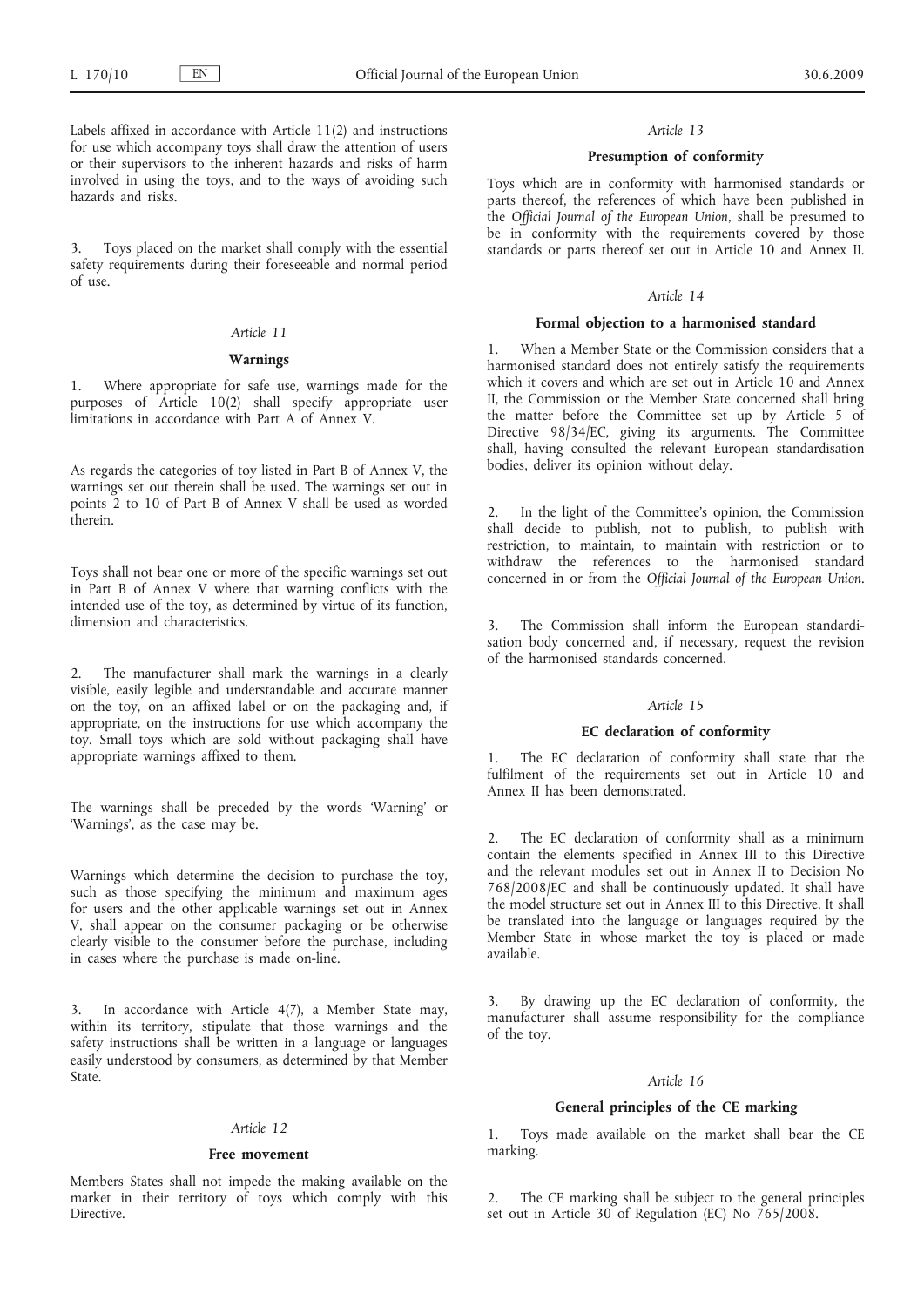Labels affixed in accordance with Article 11(2) and instructions for use which accompany toys shall draw the attention of users or their supervisors to the inherent hazards and risks of harm involved in using the toys, and to the ways of avoiding such hazards and risks.

3. Toys placed on the market shall comply with the essential safety requirements during their foreseeable and normal period of use.

*Article 11*

**Warnings**

1. Where appropriate for safe use, warnings made for the purposes of Article 10(2) shall specify appropriate user limitations in accordance with Part A of Annex V.

As regards the categories of toy listed in Part B of Annex V, the warnings set out therein shall be used. The warnings set out in points 2 to 10 of Part B of Annex V shall be used as worded therein.

Toys shall not bear one or more of the specific warnings set out in Part B of Annex V where that warning conflicts with the intended use of the toy, as determined by virtue of its function, dimension and characteristics.

2. The manufacturer shall mark the warnings in a clearly visible, easily legible and understandable and accurate manner on the toy, on an affixed label or on the packaging and, if appropriate, on the instructions for use which accompany the toy. Small toys which are sold without packaging shall have appropriate warnings affixed to them.

The warnings shall be preceded by the words 'Warning' or 'Warnings', as the case may be.

Warnings which determine the decision to purchase the toy, such as those specifying the minimum and maximum ages for users and the other applicable warnings set out in Annex V, shall appear on the consumer packaging or be otherwise clearly visible to the consumer before the purchase, including in cases where the purchase is made on-line.

3. In accordance with Article 4(7), a Member State may, within its territory, stipulate that those warnings and the safety instructions shall be written in a language or languages easily understood by consumers, as determined by that Member State.

*Article 12*

**Free movement**

Members States shall not impede the making available on the market in their territory of toys which comply with this Directive.

*Article 13*

**Presumption of conformity**

Toys which are in conformity with harmonised standards or parts thereof, the references of which have been published in the *Official Journal of the European Union*, shall be presumed to be in conformity with the requirements covered by those standards or parts thereof set out in Article 10 and Annex II.

*Article 14*

**Formal objection to a harmonised standard**

1. When a Member State or the Commission considers that a harmonised standard does not entirely satisfy the requirements which it covers and which are set out in Article 10 and Annex II, the Commission or the Member State concerned shall bring the matter before the Committee set up by Article 5 of Directive 98/34/EC, giving its arguments. The Committee shall, having consulted the relevant European standardisation bodies, deliver its opinion without delay.

2. In the light of the Committee's opinion, the Commission shall decide to publish, not to publish, to publish with restriction, to maintain, to maintain with restriction or to withdraw the references to the harmonised standard concerned in or from the *Official Journal of the European Union*.

3. The Commission shall inform the European standardisation body concerned and, if necessary, request the revision of the harmonised standards concerned.

*Article 15*

**EC declaration of conformity**

1. The EC declaration of conformity shall state that the fulfilment of the requirements set out in Article 10 and Annex II has been demonstrated.

2. The EC declaration of conformity shall as a minimum contain the elements specified in Annex III to this Directive and the relevant modules set out in Annex II to Decision No 768/2008/EC and shall be continuously updated. It shall have the model structure set out in Annex III to this Directive. It shall be translated into the language or languages required by the Member State in whose market the toy is placed or made available.

3. By drawing up the EC declaration of conformity, the manufacturer shall assume responsibility for the compliance of the toy.

*Article 16*

**General principles of the CE marking**

1. Toys made available on the market shall bear the CE marking.

2. The CE marking shall be subject to the general principles set out in Article 30 of Regulation (EC) No 765/2008.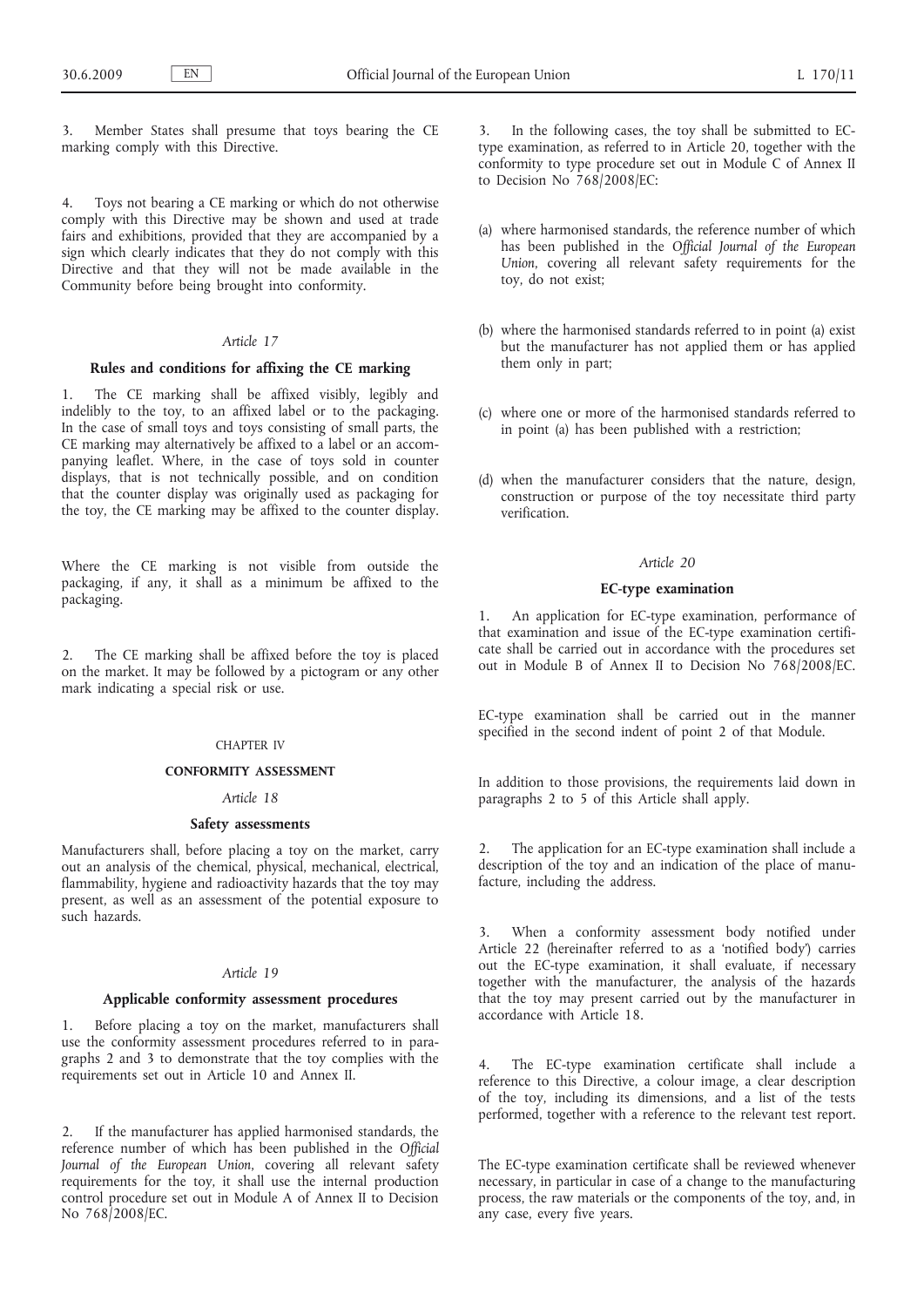3. Member States shall presume that toys bearing the CE marking comply with this Directive.

4. Toys not bearing a CE marking or which do not otherwise comply with this Directive may be shown and used at trade fairs and exhibitions, provided that they are accompanied by a sign which clearly indicates that they do not comply with this Directive and that they will not be made available in the Community before being brought into conformity.

*Article 17*

**Rules and conditions for affixing the CE marking**

1. The CE marking shall be affixed visibly, legibly and indelibly to the toy, to an affixed label or to the packaging. In the case of small toys and toys consisting of small parts, the CE marking may alternatively be affixed to a label or an accompanying leaflet. Where, in the case of toys sold in counter displays, that is not technically possible, and on condition that the counter display was originally used as packaging for the toy, the CE marking may be affixed to the counter display.

Where the CE marking is not visible from outside the packaging, if any, it shall as a minimum be affixed to the packaging.

2. The CE marking shall be affixed before the toy is placed on the market. It may be followed by a pictogram or any other mark indicating a special risk or use.

CHAPTER IV

**CONFORMITY ASSESSMENT**

*Article 18*

**Safety assessments**

Manufacturers shall, before placing a toy on the market, carry out an analysis of the chemical, physical, mechanical, electrical, flammability, hygiene and radioactivity hazards that the toy may present, as well as an assessment of the potential exposure to such hazards.

*Article 19*

**Applicable conformity assessment procedures**

1. Before placing a toy on the market, manufacturers shall use the conformity assessment procedures referred to in paragraphs 2 and 3 to demonstrate that the toy complies with the requirements set out in Article 10 and Annex II.

2. If the manufacturer has applied harmonised standards, the reference number of which has been published in the *Official Journal of the European Union*, covering all relevant safety requirements for the toy, it shall use the internal production control procedure set out in Module A of Annex II to Decision No 768/2008/EC.

3. In the following cases, the toy shall be submitted to EC-type examination, as referred to in Article 20, together with the conformity to type procedure set out in Module C of Annex II to Decision No 768/2008/EC:

(a) where harmonised standards, the reference number of which has been published in the *Official Journal of the European Union*, covering all relevant safety requirements for the toy, do not exist;

(b) where the harmonised standards referred to in point (a) exist but the manufacturer has not applied them or has applied them only in part;

(c) where one or more of the harmonised standards referred to in point (a) has been published with a restriction;

(d) when the manufacturer considers that the nature, design, construction or purpose of the toy necessitate third party verification.

*Article 20*

**EC-type examination**

1. An application for EC-type examination, performance of that examination and issue of the EC-type examination certificate shall be carried out in accordance with the procedures set out in Module B of Annex II to Decision No 768/2008/EC.

EC-type examination shall be carried out in the manner specified in the second indent of point 2 of that Module.

In addition to those provisions, the requirements laid down in paragraphs 2 to 5 of this Article shall apply.

2. The application for an EC-type examination shall include a description of the toy and an indication of the place of manufacture, including the address.

3. When a conformity assessment body notified under Article 22 (hereinafter referred to as a 'notified body') carries out the EC-type examination, it shall evaluate, if necessary together with the manufacturer, the analysis of the hazards that the toy may present carried out by the manufacturer in accordance with Article 18.

4. The EC-type examination certificate shall include a reference to this Directive, a colour image, a clear description of the toy, including its dimensions, and a list of the tests performed, together with a reference to the relevant test report.

The EC-type examination certificate shall be reviewed whenever necessary, in particular in case of a change to the manufacturing process, the raw materials or the components of the toy, and, in any case, every five years.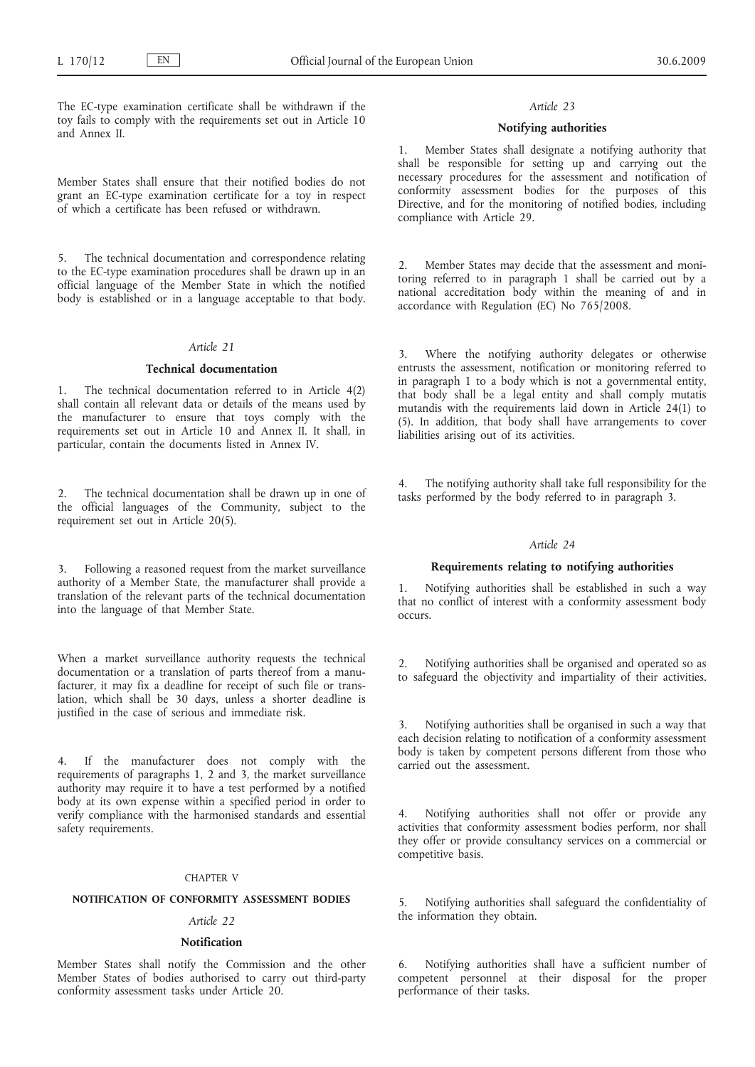The EC-type examination certificate shall be withdrawn if the toy fails to comply with the requirements set out in Article 10 and Annex II.

Member States shall ensure that their notified bodies do not grant an EC-type examination certificate for a toy in respect of which a certificate has been refused or withdrawn.

5. The technical documentation and correspondence relating to the EC-type examination procedures shall be drawn up in an official language of the Member State in which the notified body is established or in a language acceptable to that body.

*Article 21*

**Technical documentation**

1. The technical documentation referred to in Article 4(2) shall contain all relevant data or details of the means used by the manufacturer to ensure that toys comply with the requirements set out in Article 10 and Annex II. It shall, in particular, contain the documents listed in Annex IV.

2. The technical documentation shall be drawn up in one of the official languages of the Community, subject to the requirement set out in Article 20(5).

3. Following a reasoned request from the market surveillance authority of a Member State, the manufacturer shall provide a translation of the relevant parts of the technical documentation into the language of that Member State.

When a market surveillance authority requests the technical documentation or a translation of parts thereof from a manufacturer, it may fix a deadline for receipt of such file or translation, which shall be 30 days, unless a shorter deadline is justified in the case of serious and immediate risk.

4. If the manufacturer does not comply with the requirements of paragraphs 1, 2 and 3, the market surveillance authority may require it to have a test performed by a notified body at its own expense within a specified period in order to verify compliance with the harmonised standards and essential safety requirements.

CHAPTER V

**NOTIFICATION OF CONFORMITY ASSESSMENT BODIES**

*Article 22*

**Notification**

Member States shall notify the Commission and the other Member States of bodies authorised to carry out third-party conformity assessment tasks under Article 20.

*Article 23*

**Notifying authorities**

1. Member States shall designate a notifying authority that shall be responsible for setting up and carrying out the necessary procedures for the assessment and notification of conformity assessment bodies for the purposes of this Directive, and for the monitoring of notified bodies, including compliance with Article 29.

2. Member States may decide that the assessment and monitoring referred to in paragraph 1 shall be carried out by a national accreditation body within the meaning of and in accordance with Regulation (EC) No 765/2008.

3. Where the notifying authority delegates or otherwise entrusts the assessment, notification or monitoring referred to in paragraph 1 to a body which is not a governmental entity, that body shall be a legal entity and shall comply mutatis mutandis with the requirements laid down in Article 24(1) to (5). In addition, that body shall have arrangements to cover liabilities arising out of its activities.

4. The notifying authority shall take full responsibility for the tasks performed by the body referred to in paragraph 3.

*Article 24*

**Requirements relating to notifying authorities**

1. Notifying authorities shall be established in such a way that no conflict of interest with a conformity assessment body occurs.

2. Notifying authorities shall be organised and operated so as to safeguard the objectivity and impartiality of their activities.

3. Notifying authorities shall be organised in such a way that each decision relating to notification of a conformity assessment body is taken by competent persons different from those who carried out the assessment.

4. Notifying authorities shall not offer or provide any activities that conformity assessment bodies perform, nor shall they offer or provide consultancy services on a commercial or competitive basis.

5. Notifying authorities shall safeguard the confidentiality of the information they obtain.

6. Notifying authorities shall have a sufficient number of competent personnel at their disposal for the proper performance of their tasks.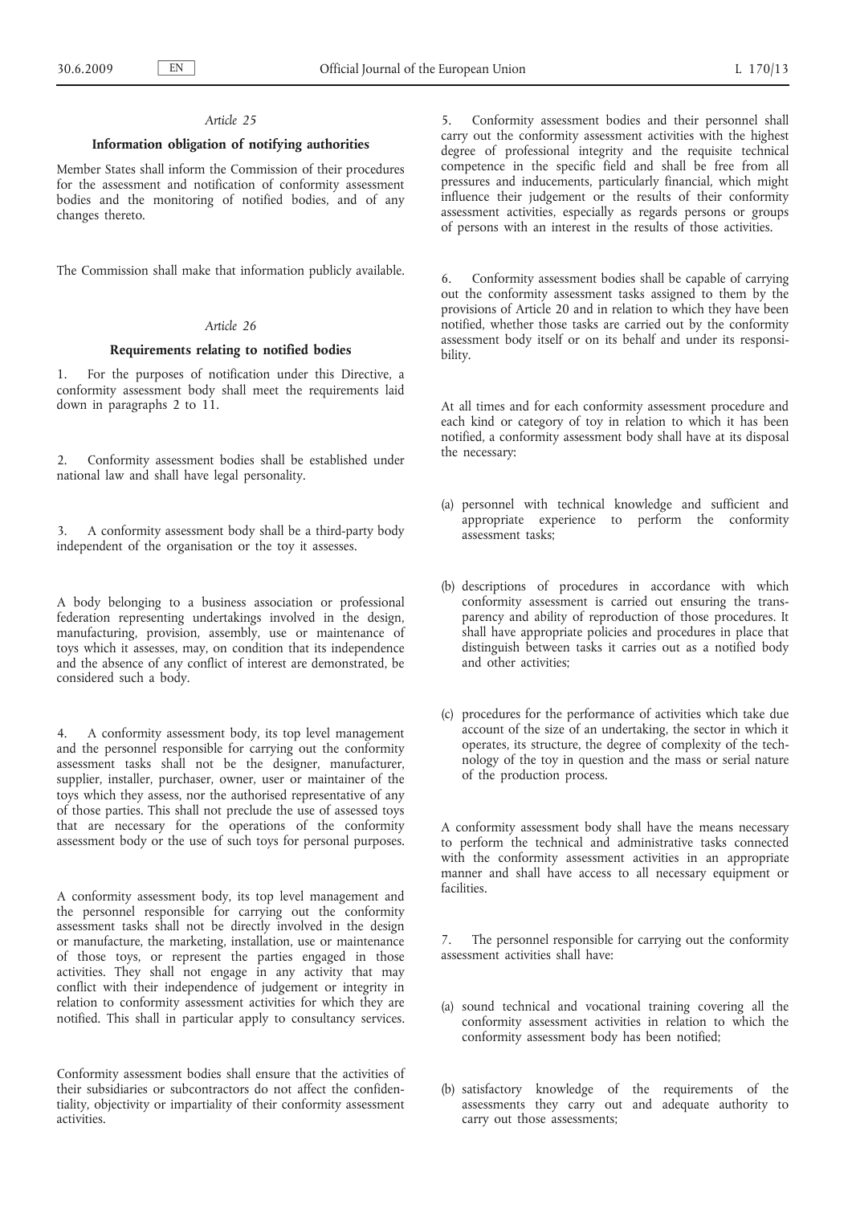*Article 25*

**Information obligation of notifying authorities**

Member States shall inform the Commission of their procedures for the assessment and notification of conformity assessment bodies and the monitoring of notified bodies, and of any changes thereto.

The Commission shall make that information publicly available.

*Article 26*

**Requirements relating to notified bodies**

1. For the purposes of notification under this Directive, a conformity assessment body shall meet the requirements laid down in paragraphs 2 to 11.

2. Conformity assessment bodies shall be established under national law and shall have legal personality.

3. A conformity assessment body shall be a third-party body independent of the organisation or the toy it assesses.

A body belonging to a business association or professional federation representing undertakings involved in the design, manufacturing, provision, assembly, use or maintenance of toys which it assesses, may, on condition that its independence and the absence of any conflict of interest are demonstrated, be considered such a body.

4. A conformity assessment body, its top level management and the personnel responsible for carrying out the conformity assessment tasks shall not be the designer, manufacturer, supplier, installer, purchaser, owner, user or maintainer of the toys which they assess, nor the authorised representative of any of those parties. This shall not preclude the use of assessed toys that are necessary for the operations of the conformity assessment body or the use of such toys for personal purposes.

A conformity assessment body, its top level management and the personnel responsible for carrying out the conformity assessment tasks shall not be directly involved in the design or manufacture, the marketing, installation, use or maintenance of those toys, or represent the parties engaged in those activities. They shall not engage in any activity that may conflict with their independence of judgement or integrity in relation to conformity assessment activities for which they are notified. This shall in particular apply to consultancy services.

Conformity assessment bodies shall ensure that the activities of their subsidiaries or subcontractors do not affect the confidentiality, objectivity or impartiality of their conformity assessment activities.

5. Conformity assessment bodies and their personnel shall carry out the conformity assessment activities with the highest degree of professional integrity and the requisite technical competence in the specific field and shall be free from all pressures and inducements, particularly financial, which might influence their judgement or the results of their conformity assessment activities, especially as regards persons or groups of persons with an interest in the results of those activities.

6. Conformity assessment bodies shall be capable of carrying out the conformity assessment tasks assigned to them by the provisions of Article 20 and in relation to which they have been notified, whether those tasks are carried out by the conformity assessment body itself or on its behalf and under its responsibility.

At all times and for each conformity assessment procedure and each kind or category of toy in relation to which it has been notified, a conformity assessment body shall have at its disposal the necessary:

(a) personnel with technical knowledge and sufficient and appropriate experience to perform the conformity assessment tasks;

(b) descriptions of procedures in accordance with which conformity assessment is carried out ensuring the transparency and ability of reproduction of those procedures. It shall have appropriate policies and procedures in place that distinguish between tasks it carries out as a notified body and other activities;

(c) procedures for the performance of activities which take due account of the size of an undertaking, the sector in which it operates, its structure, the degree of complexity of the technology of the toy in question and the mass or serial nature of the production process.

A conformity assessment body shall have the means necessary to perform the technical and administrative tasks connected with the conformity assessment activities in an appropriate manner and shall have access to all necessary equipment or facilities.

7. The personnel responsible for carrying out the conformity assessment activities shall have:

(a) sound technical and vocational training covering all the conformity assessment activities in relation to which the conformity assessment body has been notified;

(b) satisfactory knowledge of the requirements of the assessments they carry out and adequate authority to carry out those assessments;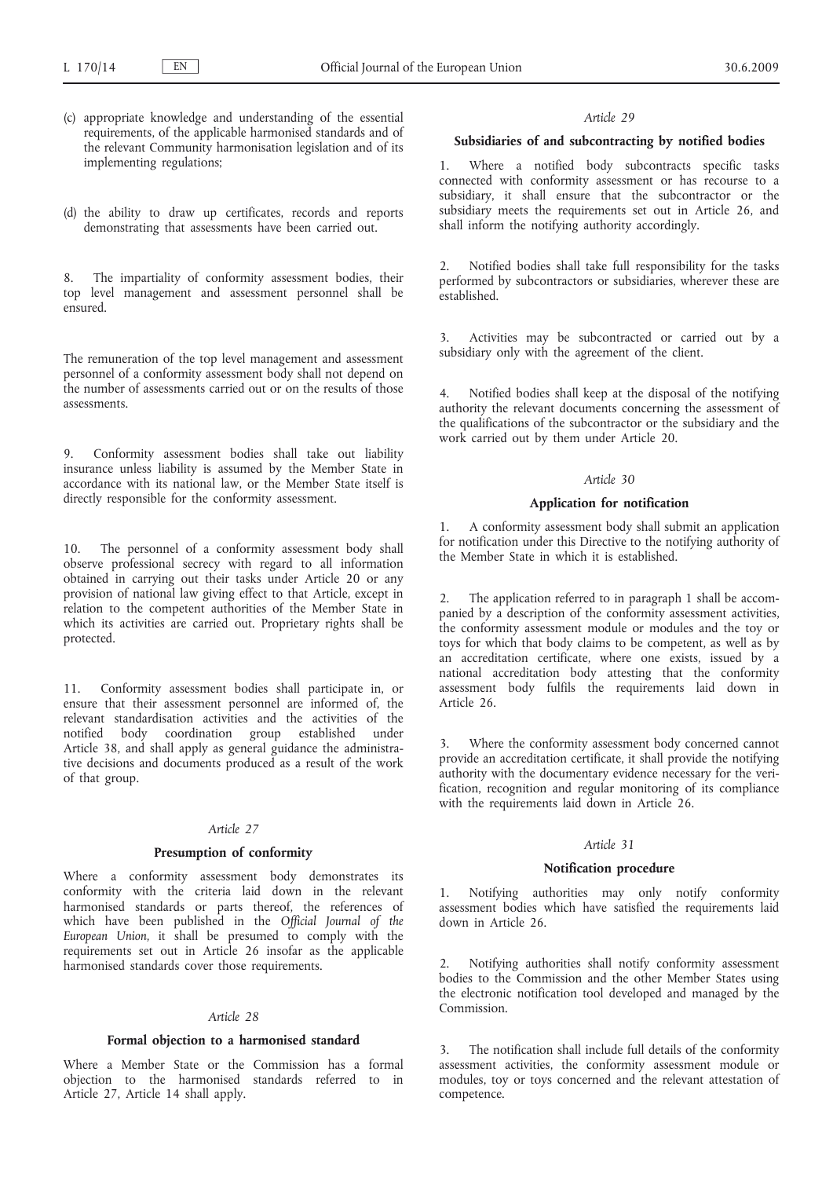(c) appropriate knowledge and understanding of the essential requirements, of the applicable harmonised standards and of the relevant Community harmonisation legislation and of its implementing regulations;

(d) the ability to draw up certificates, records and reports demonstrating that assessments have been carried out.

8. The impartiality of conformity assessment bodies, their top level management and assessment personnel shall be ensured.

The remuneration of the top level management and assessment personnel of a conformity assessment body shall not depend on the number of assessments carried out or on the results of those assessments.

9. Conformity assessment bodies shall take out liability insurance unless liability is assumed by the Member State in accordance with its national law, or the Member State itself is directly responsible for the conformity assessment.

10. The personnel of a conformity assessment body shall observe professional secrecy with regard to all information obtained in carrying out their tasks under Article 20 or any provision of national law giving effect to that Article, except in relation to the competent authorities of the Member State in which its activities are carried out. Proprietary rights shall be protected.

11. Conformity assessment bodies shall participate in, or ensure that their assessment personnel are informed of, the relevant standardisation activities and the activities of the notified body coordination group established under Article 38, and shall apply as general guidance the administrative decisions and documents produced as a result of the work of that group.

*Article 27*

**Presumption of conformity**

Where a conformity assessment body demonstrates its conformity with the criteria laid down in the relevant harmonised standards or parts thereof, the references of which have been published in the *Official Journal of the European Union*, it shall be presumed to comply with the requirements set out in Article 26 insofar as the applicable harmonised standards cover those requirements.

*Article 28*

**Formal objection to a harmonised standard**

Where a Member State or the Commission has a formal objection to the harmonised standards referred to in Article 27, Article 14 shall apply.

*Article 29*

**Subsidiaries of and subcontracting by notified bodies**

1. Where a notified body subcontracts specific tasks connected with conformity assessment or has recourse to a subsidiary, it shall ensure that the subcontractor or the subsidiary meets the requirements set out in Article 26, and shall inform the notifying authority accordingly.

2. Notified bodies shall take full responsibility for the tasks performed by subcontractors or subsidiaries, wherever these are established.

3. Activities may be subcontracted or carried out by a subsidiary only with the agreement of the client.

4. Notified bodies shall keep at the disposal of the notifying authority the relevant documents concerning the assessment of the qualifications of the subcontractor or the subsidiary and the work carried out by them under Article 20.

*Article 30*

**Application for notification**

1. A conformity assessment body shall submit an application for notification under this Directive to the notifying authority of the Member State in which it is established.

2. The application referred to in paragraph 1 shall be accompanied by a description of the conformity assessment activities, the conformity assessment module or modules and the toy or toys for which that body claims to be competent, as well as by an accreditation certificate, where one exists, issued by a national accreditation body attesting that the conformity assessment body fulfils the requirements laid down in Article 26.

3. Where the conformity assessment body concerned cannot provide an accreditation certificate, it shall provide the notifying authority with the documentary evidence necessary for the verification, recognition and regular monitoring of its compliance with the requirements laid down in Article 26.

*Article 31*

**Notification procedure**

1. Notifying authorities may only notify conformity assessment bodies which have satisfied the requirements laid down in Article 26.

2. Notifying authorities shall notify conformity assessment bodies to the Commission and the other Member States using the electronic notification tool developed and managed by the Commission.

3. The notification shall include full details of the conformity assessment activities, the conformity assessment module or modules, toy or toys concerned and the relevant attestation of competence.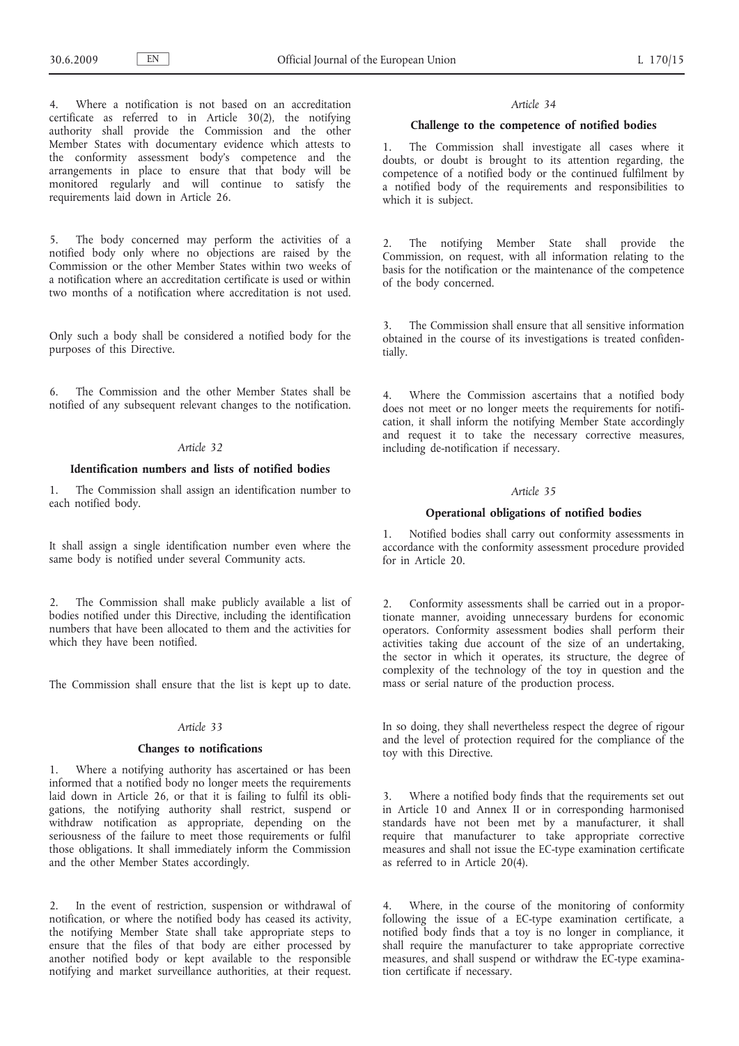4. Where a notification is not based on an accreditation certificate as referred to in Article 30(2), the notifying authority shall provide the Commission and the other Member States with documentary evidence which attests to the conformity assessment body's competence and the arrangements in place to ensure that that body will be monitored regularly and will continue to satisfy the requirements laid down in Article 26.

5. The body concerned may perform the activities of a notified body only where no objections are raised by the Commission or the other Member States within two weeks of a notification where an accreditation certificate is used or within two months of a notification where accreditation is not used.

Only such a body shall be considered a notified body for the purposes of this Directive.

6. The Commission and the other Member States shall be notified of any subsequent relevant changes to the notification.

*Article 32*

**Identification numbers and lists of notified bodies**

1. The Commission shall assign an identification number to each notified body.

It shall assign a single identification number even where the same body is notified under several Community acts.

2. The Commission shall make publicly available a list of bodies notified under this Directive, including the identification numbers that have been allocated to them and the activities for which they have been notified.

The Commission shall ensure that the list is kept up to date.

*Article 33*

**Changes to notifications**

1. Where a notifying authority has ascertained or has been informed that a notified body no longer meets the requirements laid down in Article 26, or that it is failing to fulfil its obligations, the notifying authority shall restrict, suspend or withdraw notification as appropriate, depending on the seriousness of the failure to meet those requirements or fulfil those obligations. It shall immediately inform the Commission and the other Member States accordingly.

2. In the event of restriction, suspension or withdrawal of notification, or where the notified body has ceased its activity, the notifying Member State shall take appropriate steps to ensure that the files of that body are either processed by another notified body or kept available to the responsible notifying and market surveillance authorities, at their request.

*Article 34*

**Challenge to the competence of notified bodies**

1. The Commission shall investigate all cases where it doubts, or doubt is brought to its attention regarding, the competence of a notified body or the continued fulfilment by a notified body of the requirements and responsibilities to which it is subject.

2. The notifying Member State shall provide the Commission, on request, with all information relating to the basis for the notification or the maintenance of the competence of the body concerned.

3. The Commission shall ensure that all sensitive information obtained in the course of its investigations is treated confidentially.

4. Where the Commission ascertains that a notified body does not meet or no longer meets the requirements for notification, it shall inform the notifying Member State accordingly and request it to take the necessary corrective measures, including de-notification if necessary.

*Article 35*

**Operational obligations of notified bodies**

1. Notified bodies shall carry out conformity assessments in accordance with the conformity assessment procedure provided for in Article 20.

2. Conformity assessments shall be carried out in a proportionate manner, avoiding unnecessary burdens for economic operators. Conformity assessment bodies shall perform their activities taking due account of the size of an undertaking, the sector in which it operates, its structure, the degree of complexity of the technology of the toy in question and the mass or serial nature of the production process.

In so doing, they shall nevertheless respect the degree of rigour and the level of protection required for the compliance of the toy with this Directive.

3. Where a notified body finds that the requirements set out in Article 10 and Annex II or in corresponding harmonised standards have not been met by a manufacturer, it shall require that manufacturer to take appropriate corrective measures and shall not issue the EC-type examination certificate as referred to in Article 20(4).

4. Where, in the course of the monitoring of conformity following the issue of a EC-type examination certificate, a notified body finds that a toy is no longer in compliance, it shall require the manufacturer to take appropriate corrective measures, and shall suspend or withdraw the EC-type examination certificate if necessary.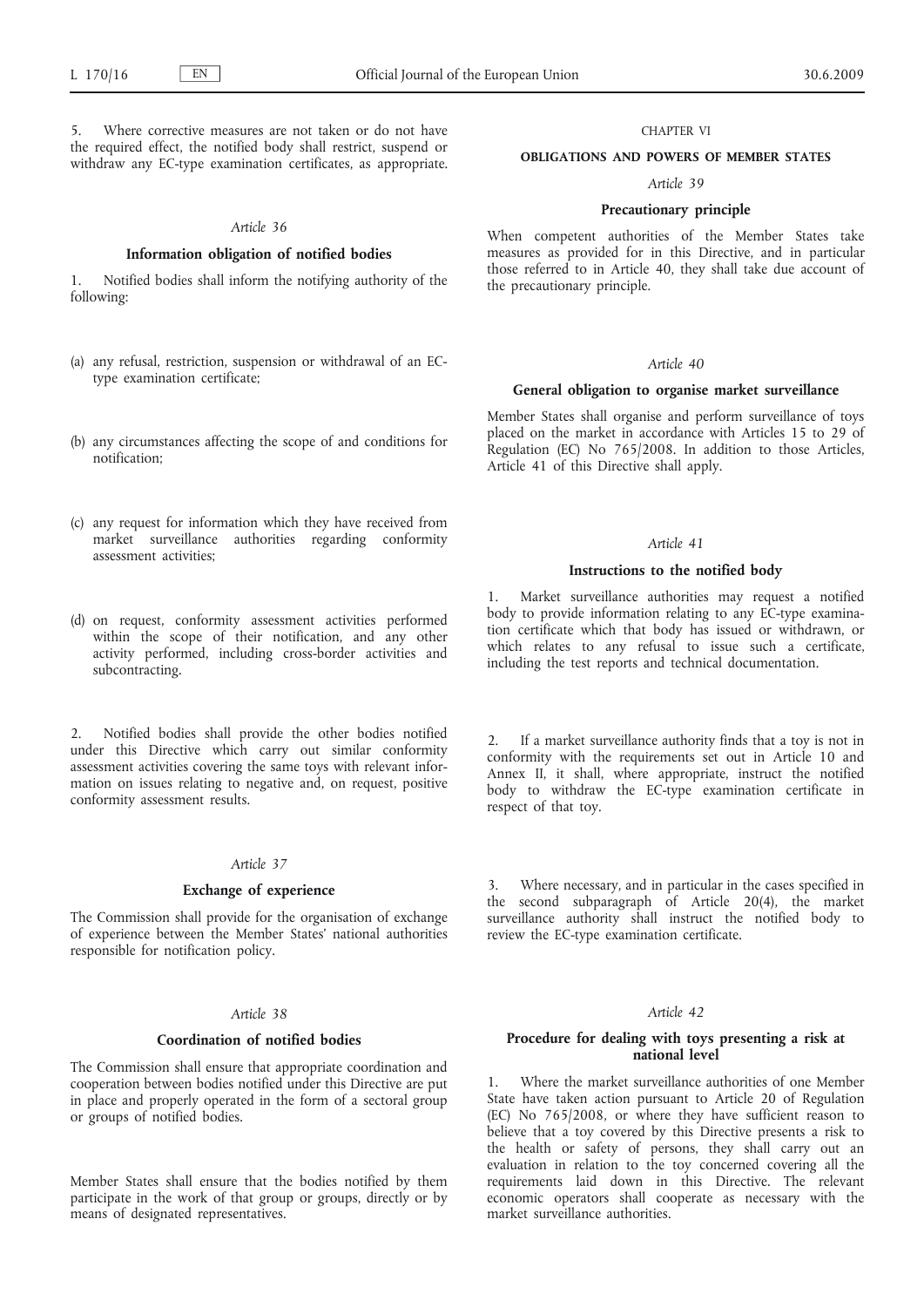5. Where corrective measures are not taken or do not have the required effect, the notified body shall restrict, suspend or withdraw any EC-type examination certificates, as appropriate.

*Article 36*

**Information obligation of notified bodies**

1. Notified bodies shall inform the notifying authority of the following:

(a) any refusal, restriction, suspension or withdrawal of an EC-type examination certificate;

(b) any circumstances affecting the scope of and conditions for notification;

(c) any request for information which they have received from market surveillance authorities regarding conformity assessment activities;

(d) on request, conformity assessment activities performed within the scope of their notification, and any other activity performed, including cross-border activities and subcontracting.

2. Notified bodies shall provide the other bodies notified under this Directive which carry out similar conformity assessment activities covering the same toys with relevant information on issues relating to negative and, on request, positive conformity assessment results.

*Article 37*

**Exchange of experience**

The Commission shall provide for the organisation of exchange of experience between the Member States' national authorities responsible for notification policy.

*Article 38*

**Coordination of notified bodies**

The Commission shall ensure that appropriate coordination and cooperation between bodies notified under this Directive are put in place and properly operated in the form of a sectoral group or groups of notified bodies.

Member States shall ensure that the bodies notified by them participate in the work of that group or groups, directly or by means of designated representatives.

CHAPTER VI

**OBLIGATIONS AND POWERS OF MEMBER STATES**

*Article 39*

**Precautionary principle**

When competent authorities of the Member States take measures as provided for in this Directive, and in particular those referred to in Article 40, they shall take due account of the precautionary principle.

*Article 40*

**General obligation to organise market surveillance**

Member States shall organise and perform surveillance of toys placed on the market in accordance with Articles 15 to 29 of Regulation (EC) No 765/2008. In addition to those Articles, Article 41 of this Directive shall apply.

*Article 41*

**Instructions to the notified body**

1. Market surveillance authorities may request a notified body to provide information relating to any EC-type examination certificate which that body has issued or withdrawn, or which relates to any refusal to issue such a certificate, including the test reports and technical documentation.

2. If a market surveillance authority finds that a toy is not in conformity with the requirements set out in Article 10 and Annex II, it shall, where appropriate, instruct the notified body to withdraw the EC-type examination certificate in respect of that toy.

3. Where necessary, and in particular in the cases specified in the second subparagraph of Article 20(4), the market surveillance authority shall instruct the notified body to review the EC-type examination certificate.

*Article 42*

**Procedure for dealing with toys presenting a risk at national level**

1. Where the market surveillance authorities of one Member State have taken action pursuant to Article 20 of Regulation (EC) No 765/2008, or where they have sufficient reason to believe that a toy covered by this Directive presents a risk to the health or safety of persons, they shall carry out an evaluation in relation to the toy concerned covering all the requirements laid down in this Directive. The relevant economic operators shall cooperate as necessary with the market surveillance authorities.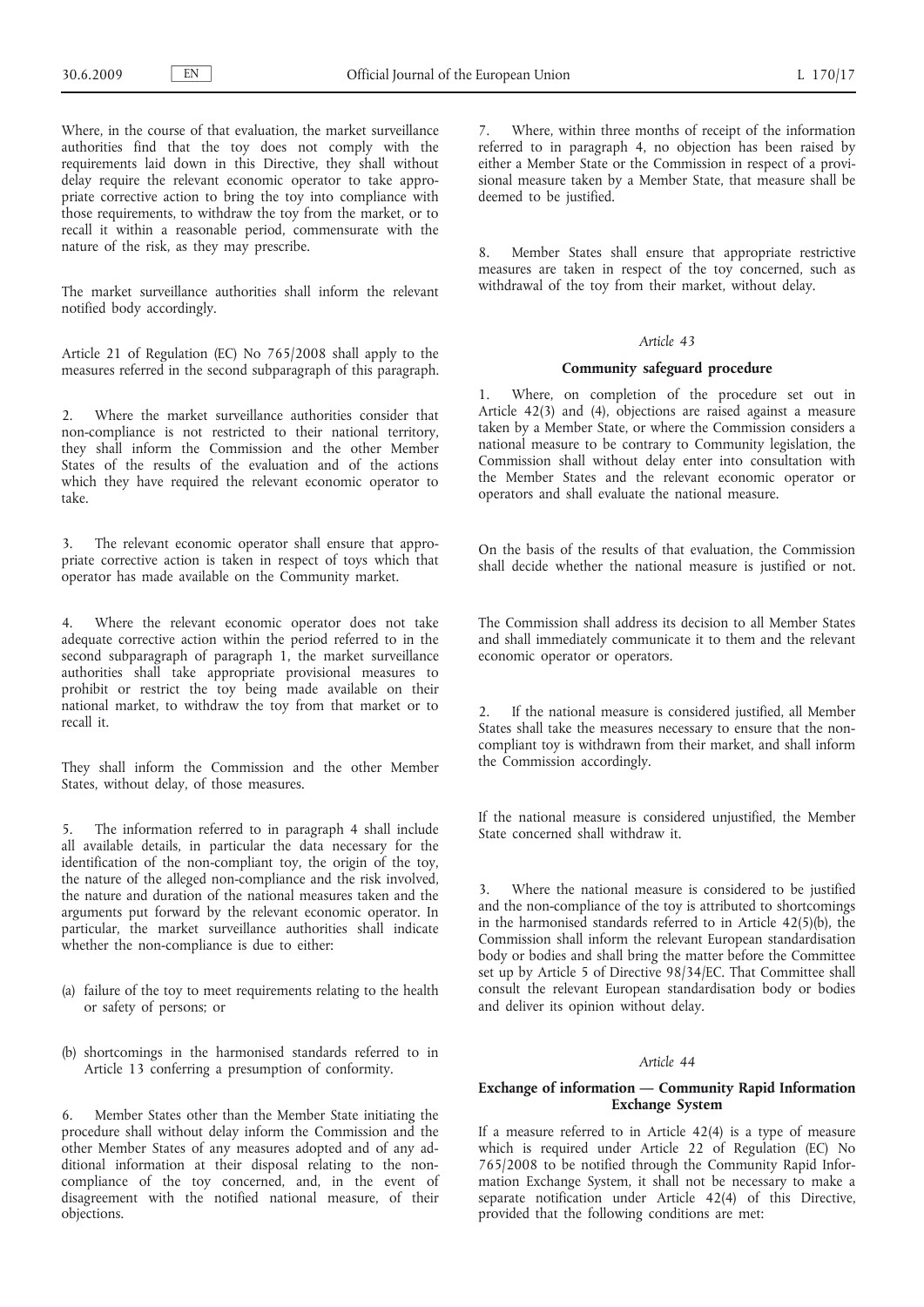Where, in the course of that evaluation, the market surveillance authorities find that the toy does not comply with the requirements laid down in this Directive, they shall without delay require the relevant economic operator to take appropriate corrective action to bring the toy into compliance with those requirements, to withdraw the toy from the market, or to recall it within a reasonable period, commensurate with the nature of the risk, as they may prescribe.

The market surveillance authorities shall inform the relevant notified body accordingly.

Article 21 of Regulation (EC) No 765/2008 shall apply to the measures referred in the second subparagraph of this paragraph.

2. Where the market surveillance authorities consider that non-compliance is not restricted to their national territory, they shall inform the Commission and the other Member States of the results of the evaluation and of the actions which they have required the relevant economic operator to take.

3. The relevant economic operator shall ensure that appropriate corrective action is taken in respect of toys which that operator has made available on the Community market.

4. Where the relevant economic operator does not take adequate corrective action within the period referred to in the second subparagraph of paragraph 1, the market surveillance authorities shall take appropriate provisional measures to prohibit or restrict the toy being made available on their national market, to withdraw the toy from that market or to recall it.

They shall inform the Commission and the other Member States, without delay, of those measures.

5. The information referred to in paragraph 4 shall include all available details, in particular the data necessary for the identification of the non-compliant toy, the origin of the toy, the nature of the alleged non-compliance and the risk involved, the nature and duration of the national measures taken and the arguments put forward by the relevant economic operator. In particular, the market surveillance authorities shall indicate whether the non-compliance is due to either:

(a) failure of the toy to meet requirements relating to the health or safety of persons; or

(b) shortcomings in the harmonised standards referred to in Article 13 conferring a presumption of conformity.

6. Member States other than the Member State initiating the procedure shall without delay inform the Commission and the other Member States of any measures adopted and of any additional information at their disposal relating to the non-compliance of the toy concerned, and, in the event of disagreement with the notified national measure, of their objections.

7. Where, within three months of receipt of the information referred to in paragraph 4, no objection has been raised by either a Member State or the Commission in respect of a provisional measure taken by a Member State, that measure shall be deemed to be justified.

8. Member States shall ensure that appropriate restrictive measures are taken in respect of the toy concerned, such as withdrawal of the toy from their market, without delay.

*Article 43*

### Community safeguard procedure

1. Where, on completion of the procedure set out in Article 42(3) and (4), objections are raised against a measure taken by a Member State, or where the Commission considers a national measure to be contrary to Community legislation, the Commission shall without delay enter into consultation with the Member States and the relevant economic operator or operators and shall evaluate the national measure.

On the basis of the results of that evaluation, the Commission shall decide whether the national measure is justified or not.

The Commission shall address its decision to all Member States and shall immediately communicate it to them and the relevant economic operator or operators.

2. If the national measure is considered justified, all Member States shall take the measures necessary to ensure that the non-compliant toy is withdrawn from their market, and shall inform the Commission accordingly.

If the national measure is considered unjustified, the Member State concerned shall withdraw it.

3. Where the national measure is considered to be justified and the non-compliance of the toy is attributed to shortcomings in the harmonised standards referred to in Article 42(5)(b), the Commission shall inform the relevant European standardisation body or bodies and shall bring the matter before the Committee set up by Article 5 of Directive 98/34/EC. That Committee shall consult the relevant European standardisation body or bodies and deliver its opinion without delay.

*Article 44*

### Exchange of information — Community Rapid Information Exchange System

If a measure referred to in Article 42(4) is a type of measure which is required under Article 22 of Regulation (EC) No 765/2008 to be notified through the Community Rapid Information Exchange System, it shall not be necessary to make a separate notification under Article 42(4) of this Directive, provided that the following conditions are met: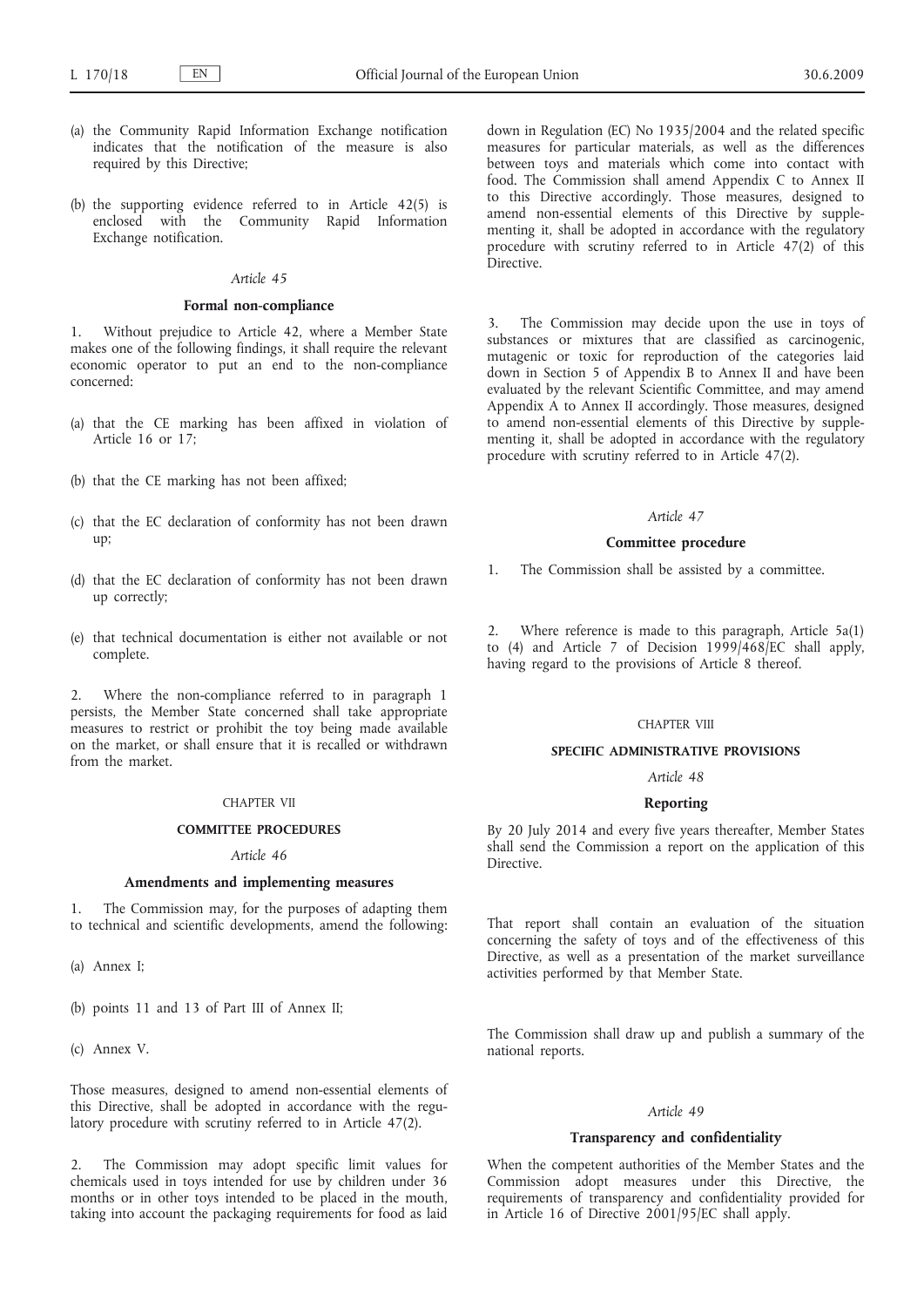(a) the Community Rapid Information Exchange notification indicates that the notification of the measure is also required by this Directive;

(b) the supporting evidence referred to in Article 42(5) is enclosed with the Community Rapid Information Exchange notification.

*Article 45*

**Formal non-compliance**

1. Without prejudice to Article 42, where a Member State makes one of the following findings, it shall require the relevant economic operator to put an end to the non-compliance concerned:

(a) that the CE marking has been affixed in violation of Article 16 or 17;

(b) that the CE marking has not been affixed;

(c) that the EC declaration of conformity has not been drawn up;

(d) that the EC declaration of conformity has not been drawn up correctly;

(e) that technical documentation is either not available or not complete.

2. Where the non-compliance referred to in paragraph 1 persists, the Member State concerned shall take appropriate measures to restrict or prohibit the toy being made available on the market, or shall ensure that it is recalled or withdrawn from the market.

CHAPTER VII

**COMMITTEE PROCEDURES**

*Article 46*

**Amendments and implementing measures**

1. The Commission may, for the purposes of adapting them to technical and scientific developments, amend the following:

(a) Annex I;

(b) points 11 and 13 of Part III of Annex II;

(c) Annex V.

Those measures, designed to amend non-essential elements of this Directive, shall be adopted in accordance with the regulatory procedure with scrutiny referred to in Article 47(2).

2. The Commission may adopt specific limit values for chemicals used in toys intended for use by children under 36 months or in other toys intended to be placed in the mouth, taking into account the packaging requirements for food as laid down in Regulation (EC) No 1935/2004 and the related specific measures for particular materials, as well as the differences between toys and materials which come into contact with food. The Commission shall amend Appendix C to Annex II to this Directive accordingly. Those measures, designed to amend non-essential elements of this Directive by supplementing it, shall be adopted in accordance with the regulatory procedure with scrutiny referred to in Article 47(2) of this Directive.

3. The Commission may decide upon the use in toys of substances or mixtures that are classified as carcinogenic, mutagenic or toxic for reproduction of the categories laid down in Section 5 of Appendix B to Annex II and have been evaluated by the relevant Scientific Committee, and may amend Appendix A to Annex II accordingly. Those measures, designed to amend non-essential elements of this Directive by supplementing it, shall be adopted in accordance with the regulatory procedure with scrutiny referred to in Article 47(2).

*Article 47*

**Committee procedure**

1. The Commission shall be assisted by a committee.

2. Where reference is made to this paragraph, Article 5a(1) to (4) and Article 7 of Decision 1999/468/EC shall apply, having regard to the provisions of Article 8 thereof.

CHAPTER VIII

**SPECIFIC ADMINISTRATIVE PROVISIONS**

*Article 48*

**Reporting**

By 20 July 2014 and every five years thereafter, Member States shall send the Commission a report on the application of this Directive.

That report shall contain an evaluation of the situation concerning the safety of toys and of the effectiveness of this Directive, as well as a presentation of the market surveillance activities performed by that Member State.

The Commission shall draw up and publish a summary of the national reports.

*Article 49*

**Transparency and confidentiality**

When the competent authorities of the Member States and the Commission adopt measures under this Directive, the requirements of transparency and confidentiality provided for in Article 16 of Directive 2001/95/EC shall apply.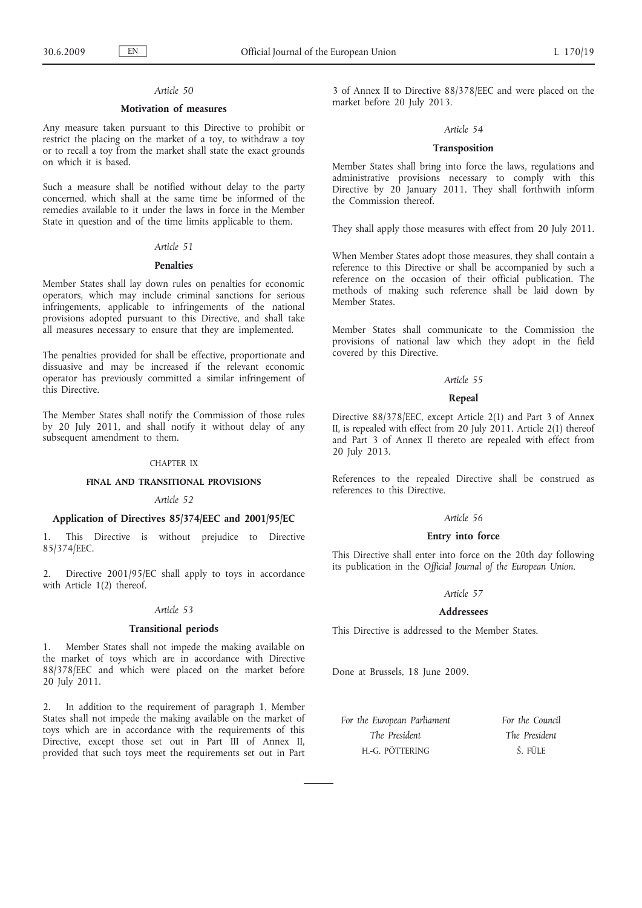*Article 50*

**Motivation of measures**

Any measure taken pursuant to this Directive to prohibit or restrict the placing on the market of a toy, to withdraw a toy or to recall a toy from the market shall state the exact grounds on which it is based.

Such a measure shall be notified without delay to the party concerned, which shall at the same time be informed of the remedies available to it under the laws in force in the Member State in question and of the time limits applicable to them.

*Article 51*

**Penalties**

Member States shall lay down rules on penalties for economic operators, which may include criminal sanctions for serious infringements, applicable to infringements of the national provisions adopted pursuant to this Directive, and shall take all measures necessary to ensure that they are implemented.

The penalties provided for shall be effective, proportionate and dissuasive and may be increased if the relevant economic operator has previously committed a similar infringement of this Directive.

The Member States shall notify the Commission of those rules by 20 July 2011, and shall notify it without delay of any subsequent amendment to them.

CHAPTER IX

**FINAL AND TRANSITIONAL PROVISIONS**

*Article 52*

**Application of Directives 85/374/EEC and 2001/95/EC**

1. This Directive is without prejudice to Directive 85/374/EEC.

2. Directive 2001/95/EC shall apply to toys in accordance with Article 1(2) thereof.

*Article 53*

**Transitional periods**

1. Member States shall not impede the making available on the market of toys which are in accordance with Directive 88/378/EEC and which were placed on the market before 20 July 2011.

2. In addition to the requirement of paragraph 1, Member States shall not impede the making available on the market of toys which are in accordance with the requirements of this Directive, except those set out in Part III of Annex II, provided that such toys meet the requirements set out in Part 3 of Annex II to Directive 88/378/EEC and were placed on the market before 20 July 2013.

*Article 54*

**Transposition**

Member States shall bring into force the laws, regulations and administrative provisions necessary to comply with this Directive by 20 January 2011. They shall forthwith inform the Commission thereof.

They shall apply those measures with effect from 20 July 2011.

When Member States adopt those measures, they shall contain a reference to this Directive or shall be accompanied by such a reference on the occasion of their official publication. The methods of making such reference shall be laid down by Member States.

Member States shall communicate to the Commission the provisions of national law which they adopt in the field covered by this Directive.

*Article 55*

**Repeal**

Directive 88/378/EEC, except Article 2(1) and Part 3 of Annex II, is repealed with effect from 20 July 2011. Article 2(1) thereof and Part 3 of Annex II thereto are repealed with effect from 20 July 2013.

References to the repealed Directive shall be construed as references to this Directive.

*Article 56*

**Entry into force**

This Directive shall enter into force on the 20th day following its publication in the *Official Journal of the European Union*.

*Article 57*

**Addressees**

This Directive is addressed to the Member States.

Done at Brussels, 18 June 2009.

| *For the European Parliament* | *For the Council* |
|---|---|
| *The President* | *The President* |
| H.-G. PÖTTERING | Š. FÜLE |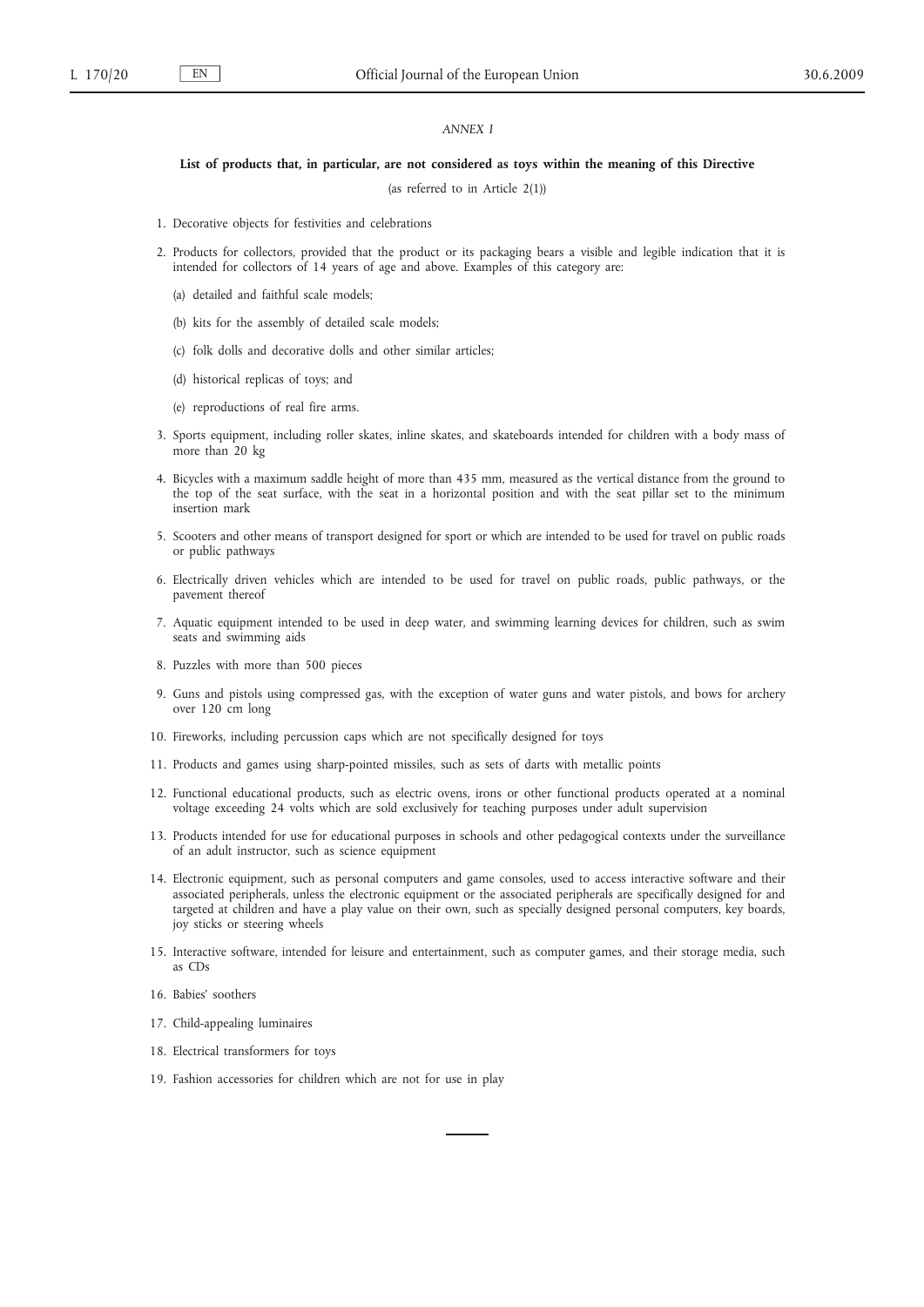*ANNEX I*

**List of products that, in particular, are not considered as toys within the meaning of this Directive**

(as referred to in Article 2(1))

1. Decorative objects for festivities and celebrations

2. Products for collectors, provided that the product or its packaging bears a visible and legible indication that it is intended for collectors of 14 years of age and above. Examples of this category are:

   (a) detailed and faithful scale models;

   (b) kits for the assembly of detailed scale models;

   (c) folk dolls and decorative dolls and other similar articles;

   (d) historical replicas of toys; and

   (e) reproductions of real fire arms.

3. Sports equipment, including roller skates, inline skates, and skateboards intended for children with a body mass of more than 20 kg

4. Bicycles with a maximum saddle height of more than 435 mm, measured as the vertical distance from the ground to the top of the seat surface, with the seat in a horizontal position and with the seat pillar set to the minimum insertion mark

5. Scooters and other means of transport designed for sport or which are intended to be used for travel on public roads or public pathways

6. Electrically driven vehicles which are intended to be used for travel on public roads, public pathways, or the pavement thereof

7. Aquatic equipment intended to be used in deep water, and swimming learning devices for children, such as swim seats and swimming aids

8. Puzzles with more than 500 pieces

9. Guns and pistols using compressed gas, with the exception of water guns and water pistols, and bows for archery over 120 cm long

10. Fireworks, including percussion caps which are not specifically designed for toys

11. Products and games using sharp-pointed missiles, such as sets of darts with metallic points

12. Functional educational products, such as electric ovens, irons or other functional products operated at a nominal voltage exceeding 24 volts which are sold exclusively for teaching purposes under adult supervision

13. Products intended for use for educational purposes in schools and other pedagogical contexts under the surveillance of an adult instructor, such as science equipment

14. Electronic equipment, such as personal computers and game consoles, used to access interactive software and their associated peripherals, unless the electronic equipment or the associated peripherals are specifically designed for and targeted at children and have a play value on their own, such as specially designed personal computers, key boards, joy sticks or steering wheels

15. Interactive software, intended for leisure and entertainment, such as computer games, and their storage media, such as CDs

16. Babies' soothers

17. Child-appealing luminaires

18. Electrical transformers for toys

19. Fashion accessories for children which are not for use in play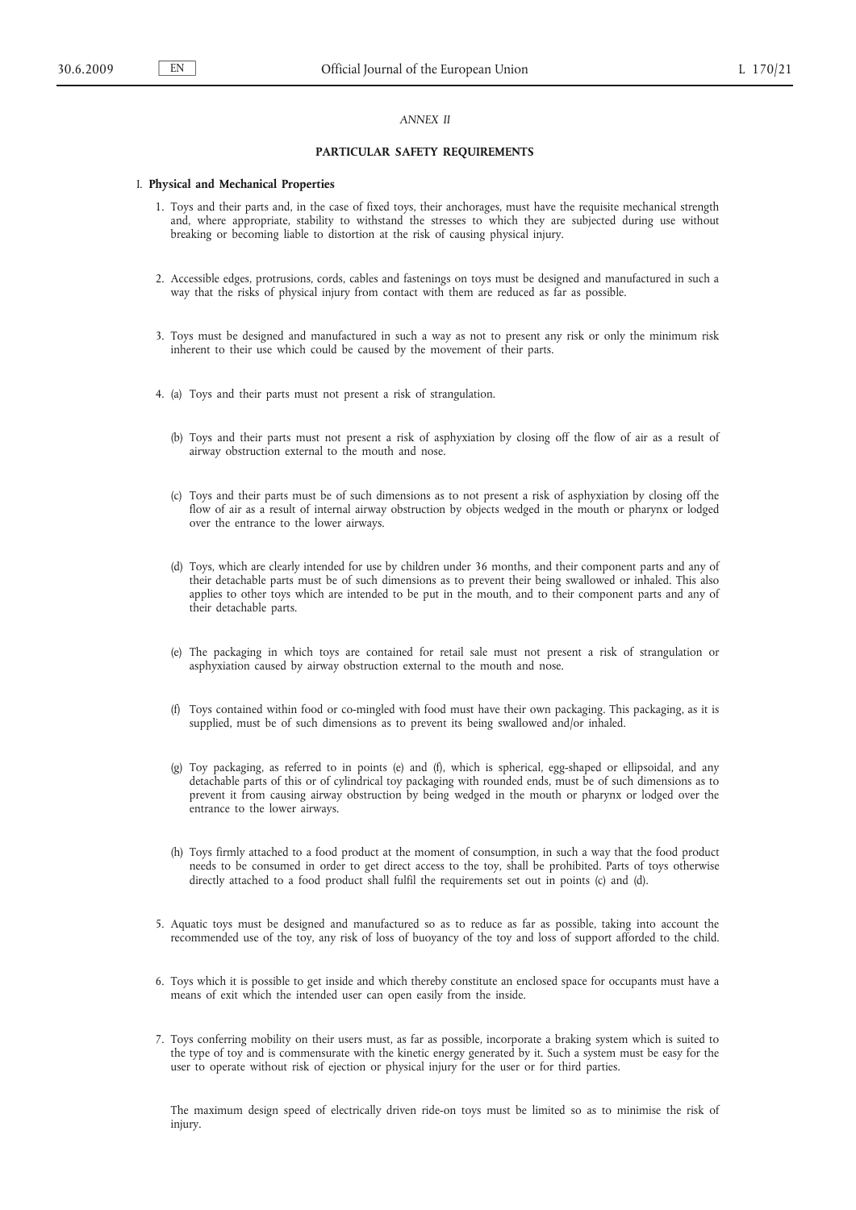*ANNEX II*

**PARTICULAR SAFETY REQUIREMENTS**

I. **Physical and Mechanical Properties**

1. Toys and their parts and, in the case of fixed toys, their anchorages, must have the requisite mechanical strength and, where appropriate, stability to withstand the stresses to which they are subjected during use without breaking or becoming liable to distortion at the risk of causing physical injury.

2. Accessible edges, protrusions, cords, cables and fastenings on toys must be designed and manufactured in such a way that the risks of physical injury from contact with them are reduced as far as possible.

3. Toys must be designed and manufactured in such a way as not to present any risk or only the minimum risk inherent to their use which could be caused by the movement of their parts.

4. (a) Toys and their parts must not present a risk of strangulation.

   (b) Toys and their parts must not present a risk of asphyxiation by closing off the flow of air as a result of airway obstruction external to the mouth and nose.

   (c) Toys and their parts must be of such dimensions as to not present a risk of asphyxiation by closing off the flow of air as a result of internal airway obstruction by objects wedged in the mouth or pharynx or lodged over the entrance to the lower airways.

   (d) Toys, which are clearly intended for use by children under 36 months, and their component parts and any of their detachable parts must be of such dimensions as to prevent their being swallowed or inhaled. This also applies to other toys which are intended to be put in the mouth, and to their component parts and any of their detachable parts.

   (e) The packaging in which toys are contained for retail sale must not present a risk of strangulation or asphyxiation caused by airway obstruction external to the mouth and nose.

   (f) Toys contained within food or co-mingled with food must have their own packaging. This packaging, as it is supplied, must be of such dimensions as to prevent its being swallowed and/or inhaled.

   (g) Toy packaging, as referred to in points (e) and (f), which is spherical, egg-shaped or ellipsoidal, and any detachable parts of this or of cylindrical toy packaging with rounded ends, must be of such dimensions as to prevent it from causing airway obstruction by being wedged in the mouth or pharynx or lodged over the entrance to the lower airways.

   (h) Toys firmly attached to a food product at the moment of consumption, in such a way that the food product needs to be consumed in order to get direct access to the toy, shall be prohibited. Parts of toys otherwise directly attached to a food product shall fulfil the requirements set out in points (c) and (d).

5. Aquatic toys must be designed and manufactured so as to reduce as far as possible, taking into account the recommended use of the toy, any risk of loss of buoyancy of the toy and loss of support afforded to the child.

6. Toys which it is possible to get inside and which thereby constitute an enclosed space for occupants must have a means of exit which the intended user can open easily from the inside.

7. Toys conferring mobility on their users must, as far as possible, incorporate a braking system which is suited to the type of toy and is commensurate with the kinetic energy generated by it. Such a system must be easy for the user to operate without risk of ejection or physical injury for the user or for third parties.

   The maximum design speed of electrically driven ride-on toys must be limited so as to minimise the risk of injury.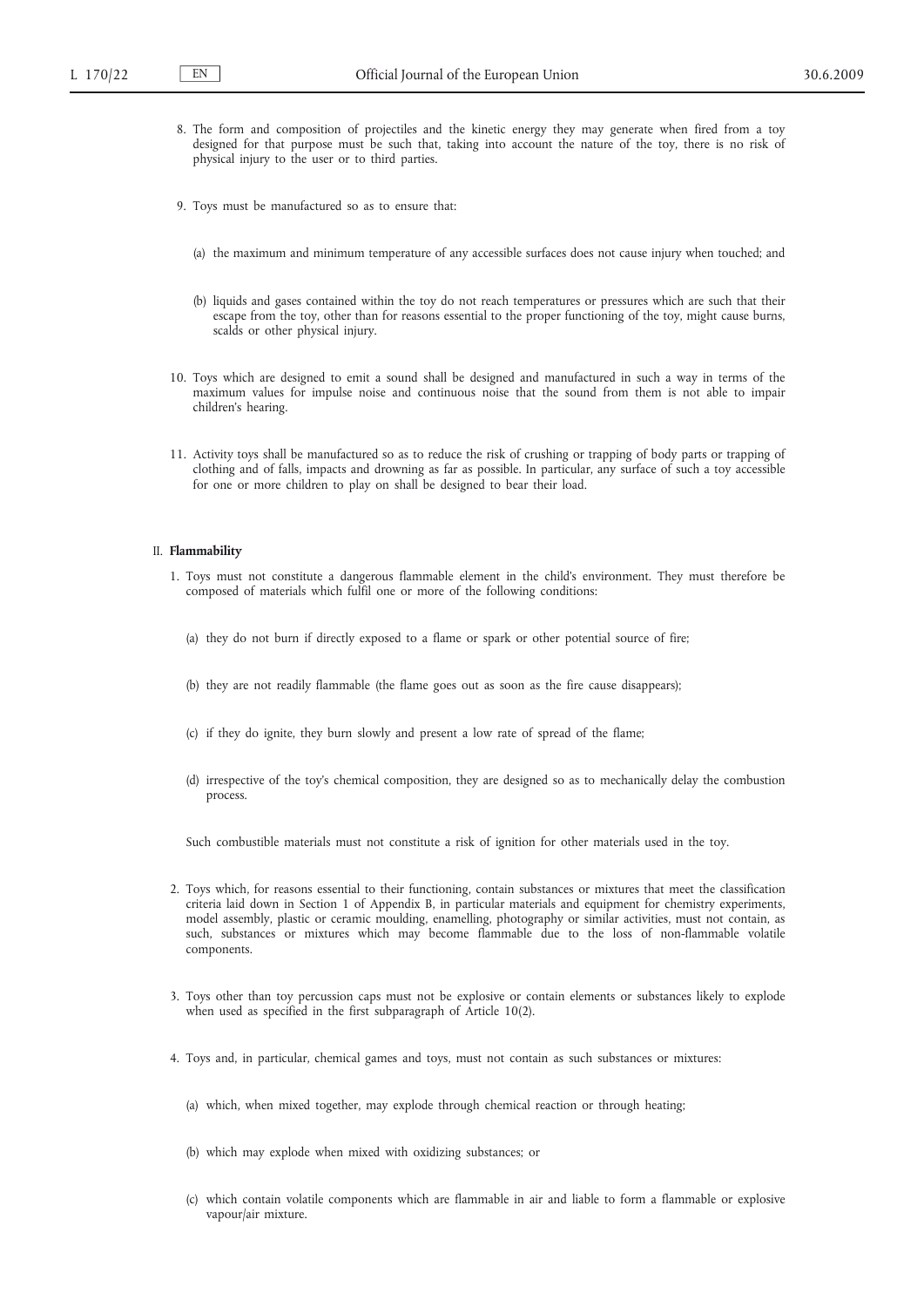8. The form and composition of projectiles and the kinetic energy they may generate when fired from a toy designed for that purpose must be such that, taking into account the nature of the toy, there is no risk of physical injury to the user or to third parties.

9. Toys must be manufactured so as to ensure that:

   (a) the maximum and minimum temperature of any accessible surfaces does not cause injury when touched; and

   (b) liquids and gases contained within the toy do not reach temperatures or pressures which are such that their escape from the toy, other than for reasons essential to the proper functioning of the toy, might cause burns, scalds or other physical injury.

10. Toys which are designed to emit a sound shall be designed and manufactured in such a way in terms of the maximum values for impulse noise and continuous noise that the sound from them is not able to impair children's hearing.

11. Activity toys shall be manufactured so as to reduce the risk of crushing or trapping of body parts or trapping of clothing and of falls, impacts and drowning as far as possible. In particular, any surface of such a toy accessible for one or more children to play on shall be designed to bear their load.

## II. **Flammability**

1. Toys must not constitute a dangerous flammable element in the child's environment. They must therefore be composed of materials which fulfil one or more of the following conditions:

   (a) they do not burn if directly exposed to a flame or spark or other potential source of fire;

   (b) they are not readily flammable (the flame goes out as soon as the fire cause disappears);

   (c) if they do ignite, they burn slowly and present a low rate of spread of the flame;

   (d) irrespective of the toy's chemical composition, they are designed so as to mechanically delay the combustion process.

   Such combustible materials must not constitute a risk of ignition for other materials used in the toy.

2. Toys which, for reasons essential to their functioning, contain substances or mixtures that meet the classification criteria laid down in Section 1 of Appendix B, in particular materials and equipment for chemistry experiments, model assembly, plastic or ceramic moulding, enamelling, photography or similar activities, must not contain, as such, substances or mixtures which may become flammable due to the loss of non-flammable volatile components.

3. Toys other than toy percussion caps must not be explosive or contain elements or substances likely to explode when used as specified in the first subparagraph of Article 10(2).

4. Toys and, in particular, chemical games and toys, must not contain as such substances or mixtures:

   (a) which, when mixed together, may explode through chemical reaction or through heating;

   (b) which may explode when mixed with oxidizing substances; or

   (c) which contain volatile components which are flammable in air and liable to form a flammable or explosive vapour/air mixture.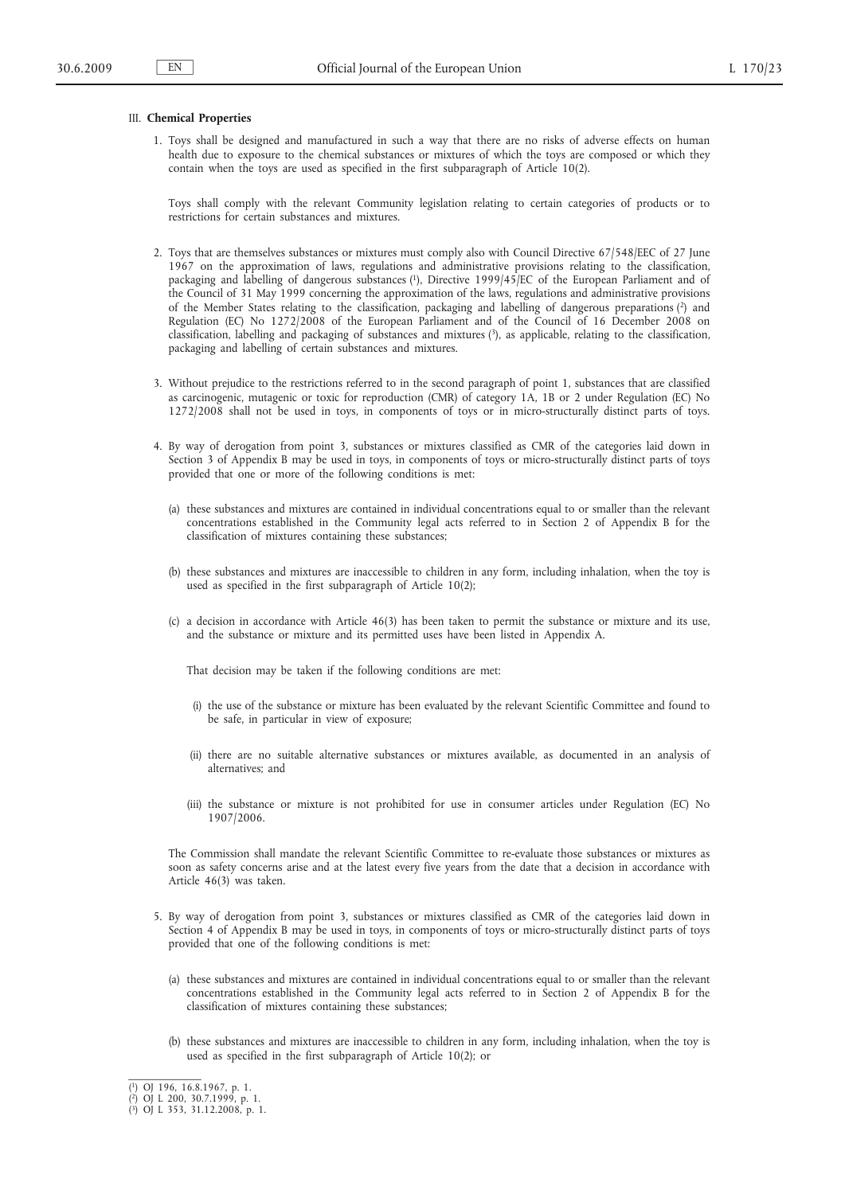## III. **Chemical Properties**

1. Toys shall be designed and manufactured in such a way that there are no risks of adverse effects on human health due to exposure to the chemical substances or mixtures of which the toys are composed or which they contain when the toys are used as specified in the first subparagraph of Article 10(2).

   Toys shall comply with the relevant Community legislation relating to certain categories of products or to restrictions for certain substances and mixtures.

2. Toys that are themselves substances or mixtures must comply also with Council Directive 67/548/EEC of 27 June 1967 on the approximation of laws, regulations and administrative provisions relating to the classification, packaging and labelling of dangerous substances [1], Directive 1999/45/EC of the European Parliament and of the Council of 31 May 1999 concerning the approximation of the laws, regulations and administrative provisions of the Member States relating to the classification, packaging and labelling of dangerous preparations [2] and Regulation (EC) No 1272/2008 of the European Parliament and of the Council of 16 December 2008 on classification, labelling and packaging of substances and mixtures [3], as applicable, relating to the classification, packaging and labelling of certain substances and mixtures.

3. Without prejudice to the restrictions referred to in the second paragraph of point 1, substances that are classified as carcinogenic, mutagenic or toxic for reproduction (CMR) of category 1A, 1B or 2 under Regulation (EC) No 1272/2008 shall not be used in toys, in components of toys or in micro-structurally distinct parts of toys.

4. By way of derogation from point 3, substances or mixtures classified as CMR of the categories laid down in Section 3 of Appendix B may be used in toys, in components of toys or micro-structurally distinct parts of toys provided that one or more of the following conditions is met:

   (a) these substances and mixtures are contained in individual concentrations equal to or smaller than the relevant concentrations established in the Community legal acts referred to in Section 2 of Appendix B for the classification of mixtures containing these substances;

   (b) these substances and mixtures are inaccessible to children in any form, including inhalation, when the toy is used as specified in the first subparagraph of Article 10(2);

   (c) a decision in accordance with Article 46(3) has been taken to permit the substance or mixture and its use, and the substance or mixture and its permitted uses have been listed in Appendix A.

   That decision may be taken if the following conditions are met:

   (i) the use of the substance or mixture has been evaluated by the relevant Scientific Committee and found to be safe, in particular in view of exposure;

   (ii) there are no suitable alternative substances or mixtures available, as documented in an analysis of alternatives; and

   (iii) the substance or mixture is not prohibited for use in consumer articles under Regulation (EC) No 1907/2006.

   The Commission shall mandate the relevant Scientific Committee to re-evaluate those substances or mixtures as soon as safety concerns arise and at the latest every five years from the date that a decision in accordance with Article 46(3) was taken.

5. By way of derogation from point 3, substances or mixtures classified as CMR of the categories laid down in Section 4 of Appendix B may be used in toys, in components of toys or micro-structurally distinct parts of toys provided that one of the following conditions is met:

   (a) these substances and mixtures are contained in individual concentrations equal to or smaller than the relevant concentrations established in the Community legal acts referred to in Section 2 of Appendix B for the classification of mixtures containing these substances;

   (b) these substances and mixtures are inaccessible to children in any form, including inhalation, when the toy is used as specified in the first subparagraph of Article 10(2); or

---

[1] OJ 196, 16.8.1967, p. 1.
[2] OJ L 200, 30.7.1999, p. 1.
[3] OJ L 353, 31.12.2008, p. 1.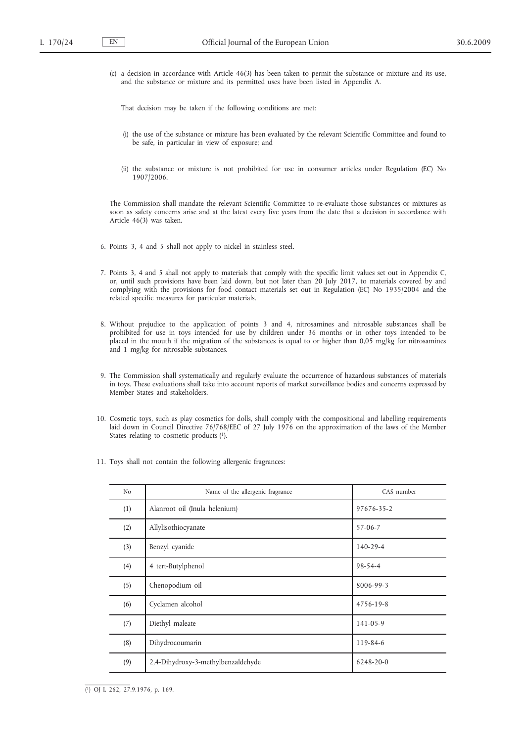(c) a decision in accordance with Article 46(3) has been taken to permit the substance or mixture and its use, and the substance or mixture and its permitted uses have been listed in Appendix A.

That decision may be taken if the following conditions are met:

(i) the use of the substance or mixture has been evaluated by the relevant Scientific Committee and found to be safe, in particular in view of exposure; and

(ii) the substance or mixture is not prohibited for use in consumer articles under Regulation (EC) No 1907/2006.

The Commission shall mandate the relevant Scientific Committee to re-evaluate those substances or mixtures as soon as safety concerns arise and at the latest every five years from the date that a decision in accordance with Article 46(3) was taken.

6. Points 3, 4 and 5 shall not apply to nickel in stainless steel.

7. Points 3, 4 and 5 shall not apply to materials that comply with the specific limit values set out in Appendix C, or, until such provisions have been laid down, but not later than 20 July 2017, to materials covered by and complying with the provisions for food contact materials set out in Regulation (EC) No 1935/2004 and the related specific measures for particular materials.

8. Without prejudice to the application of points 3 and 4, nitrosamines and nitrosable substances shall be prohibited for use in toys intended for use by children under 36 months or in other toys intended to be placed in the mouth if the migration of the substances is equal to or higher than 0,05 mg/kg for nitrosamines and 1 mg/kg for nitrosable substances.

9. The Commission shall systematically and regularly evaluate the occurrence of hazardous substances of materials in toys. These evaluations shall take into account reports of market surveillance bodies and concerns expressed by Member States and stakeholders.

10. Cosmetic toys, such as play cosmetics for dolls, shall comply with the compositional and labelling requirements laid down in Council Directive 76/768/EEC of 27 July 1976 on the approximation of the laws of the Member States relating to cosmetic products [1].

11. Toys shall not contain the following allergenic fragrances:

| No | Name of the allergenic fragrance | CAS number |
|---|---|---|
| (1) | Alanroot oil (Inula helenium) | 97676-35-2 |
| (2) | Allylisothiocyanate | 57-06-7 |
| (3) | Benzyl cyanide | 140-29-4 |
| (4) | 4 tert-Butylphenol | 98-54-4 |
| (5) | Chenopodium oil | 8006-99-3 |
| (6) | Cyclamen alcohol | 4756-19-8 |
| (7) | Diethyl maleate | 141-05-9 |
| (8) | Dihydrocoumarin | 119-84-6 |
| (9) | 2,4-Dihydroxy-3-methylbenzaldehyde | 6248-20-0 |

[1] OJ L 262, 27.9.1976, p. 169.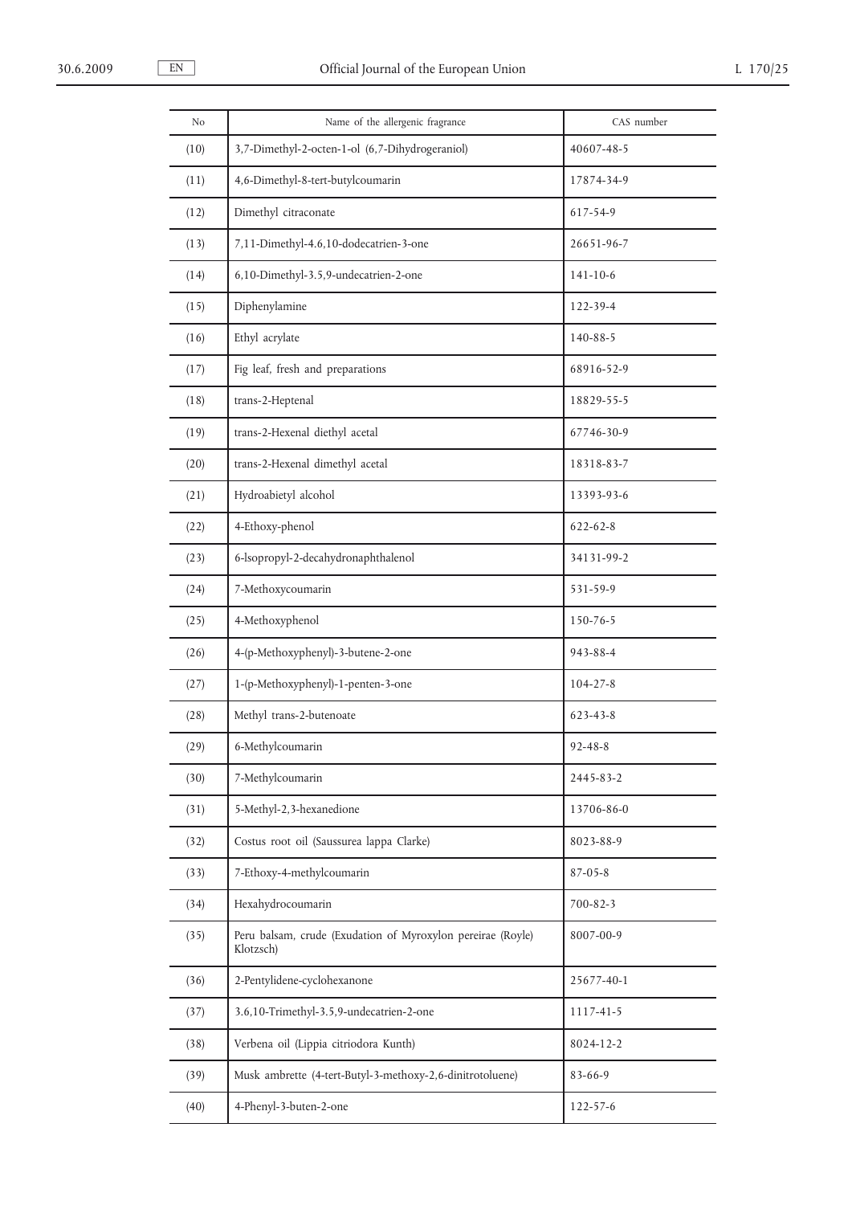| No | Name of the allergenic fragrance | CAS number |
| --- | --- | --- |
| (10) | 3,7-Dimethyl-2-octen-1-ol (6,7-Dihydrogeraniol) | 40607-48-5 |
| (11) | 4,6-Dimethyl-8-tert-butylcoumarin | 17874-34-9 |
| (12) | Dimethyl citraconate | 617-54-9 |
| (13) | 7,11-Dimethyl-4.6,10-dodecatrien-3-one | 26651-96-7 |
| (14) | 6,10-Dimethyl-3.5,9-undecatrien-2-one | 141-10-6 |
| (15) | Diphenylamine | 122-39-4 |
| (16) | Ethyl acrylate | 140-88-5 |
| (17) | Fig leaf, fresh and preparations | 68916-52-9 |
| (18) | trans-2-Heptenal | 18829-55-5 |
| (19) | trans-2-Hexenal diethyl acetal | 67746-30-9 |
| (20) | trans-2-Hexenal dimethyl acetal | 18318-83-7 |
| (21) | Hydroabietyl alcohol | 13393-93-6 |
| (22) | 4-Ethoxy-phenol | 622-62-8 |
| (23) | 6-lsopropyl-2-decahydronaphthalenol | 34131-99-2 |
| (24) | 7-Methoxycoumarin | 531-59-9 |
| (25) | 4-Methoxyphenol | 150-76-5 |
| (26) | 4-(p-Methoxyphenyl)-3-butene-2-one | 943-88-4 |
| (27) | 1-(p-Methoxyphenyl)-1-penten-3-one | 104-27-8 |
| (28) | Methyl trans-2-butenoate | 623-43-8 |
| (29) | 6-Methylcoumarin | 92-48-8 |
| (30) | 7-Methylcoumarin | 2445-83-2 |
| (31) | 5-Methyl-2,3-hexanedione | 13706-86-0 |
| (32) | Costus root oil (Saussurea lappa Clarke) | 8023-88-9 |
| (33) | 7-Ethoxy-4-methylcoumarin | 87-05-8 |
| (34) | Hexahydrocoumarin | 700-82-3 |
| (35) | Peru balsam, crude (Exudation of Myroxylon pereirae (Royle) Klotzsch) | 8007-00-9 |
| (36) | 2-Pentylidene-cyclohexanone | 25677-40-1 |
| (37) | 3.6,10-Trimethyl-3.5,9-undecatrien-2-one | 1117-41-5 |
| (38) | Verbena oil (Lippia citriodora Kunth) | 8024-12-2 |
| (39) | Musk ambrette (4-tert-Butyl-3-methoxy-2,6-dinitrotoluene) | 83-66-9 |
| (40) | 4-Phenyl-3-buten-2-one | 122-57-6 |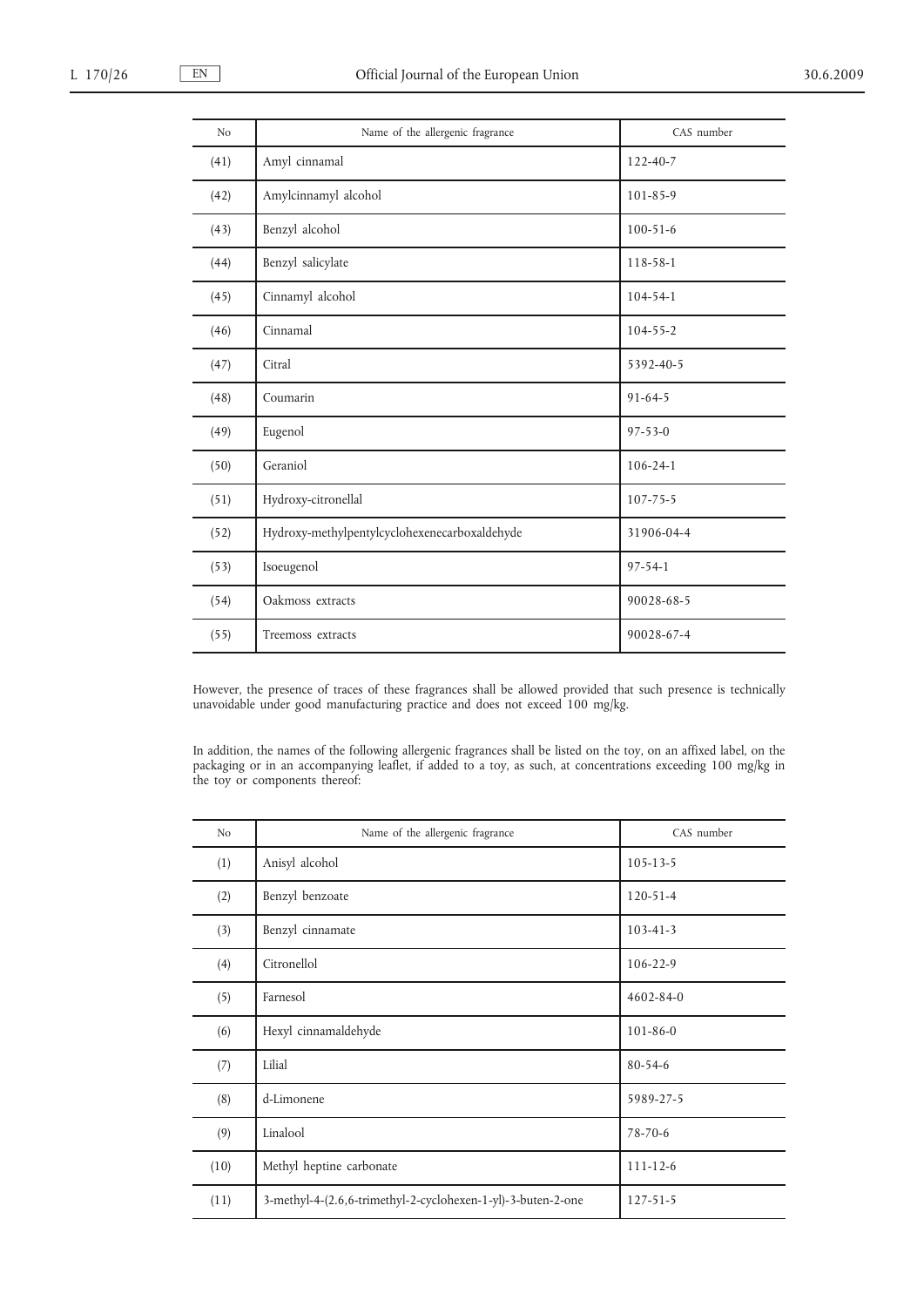| No | Name of the allergenic fragrance | CAS number |
|---|---|---|
| (41) | Amyl cinnamal | 122-40-7 |
| (42) | Amylcinnamyl alcohol | 101-85-9 |
| (43) | Benzyl alcohol | 100-51-6 |
| (44) | Benzyl salicylate | 118-58-1 |
| (45) | Cinnamyl alcohol | 104-54-1 |
| (46) | Cinnamal | 104-55-2 |
| (47) | Citral | 5392-40-5 |
| (48) | Coumarin | 91-64-5 |
| (49) | Eugenol | 97-53-0 |
| (50) | Geraniol | 106-24-1 |
| (51) | Hydroxy-citronellal | 107-75-5 |
| (52) | Hydroxy-methylpentylcyclohexenecarboxaldehyde | 31906-04-4 |
| (53) | Isoeugenol | 97-54-1 |
| (54) | Oakmoss extracts | 90028-68-5 |
| (55) | Treemoss extracts | 90028-67-4 |

However, the presence of traces of these fragrances shall be allowed provided that such presence is technically unavoidable under good manufacturing practice and does not exceed 100 mg/kg.

In addition, the names of the following allergenic fragrances shall be listed on the toy, on an affixed label, on the packaging or in an accompanying leaflet, if added to a toy, as such, at concentrations exceeding 100 mg/kg in the toy or components thereof:

| No | Name of the allergenic fragrance | CAS number |
|---|---|---|
| (1) | Anisyl alcohol | 105-13-5 |
| (2) | Benzyl benzoate | 120-51-4 |
| (3) | Benzyl cinnamate | 103-41-3 |
| (4) | Citronellol | 106-22-9 |
| (5) | Farnesol | 4602-84-0 |
| (6) | Hexyl cinnamaldehyde | 101-86-0 |
| (7) | Lilial | 80-54-6 |
| (8) | d-Limonene | 5989-27-5 |
| (9) | Linalool | 78-70-6 |
| (10) | Methyl heptine carbonate | 111-12-6 |
| (11) | 3-methyl-4-(2,6,6-trimethyl-2-cyclohexen-1-yl)-3-buten-2-one | 127-51-5 |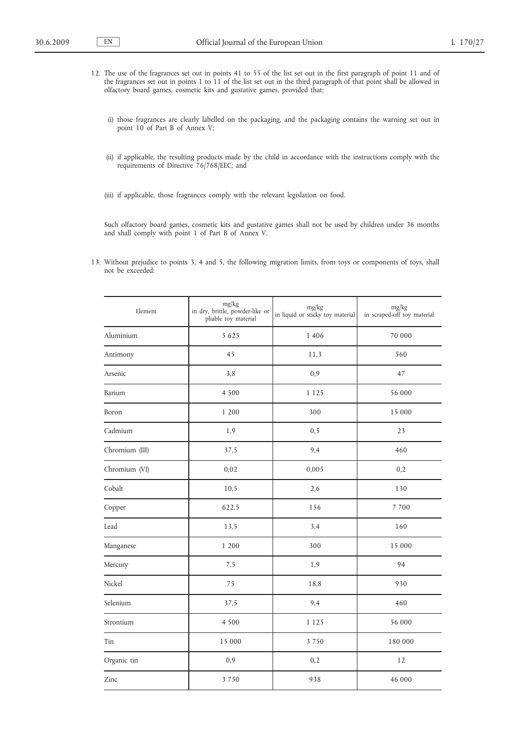12. The use of the fragrances set out in points 41 to 55 of the list set out in the first paragraph of point 11 and of the fragrances set out in points 1 to 11 of the list set out in the third paragraph of that point shall be allowed in olfactory board games, cosmetic kits and gustative games, provided that:

    (i) those fragrances are clearly labelled on the packaging, and the packaging contains the warning set out in point 10 of Part B of Annex V;

    (ii) if applicable, the resulting products made by the child in accordance with the instructions comply with the requirements of Directive 76/768/EEC; and

    (iii) if applicable, those fragrances comply with the relevant legislation on food.

    Such olfactory board games, cosmetic kits and gustative games shall not be used by children under 36 months and shall comply with point 1 of Part B of Annex V.

13. Without prejudice to points 3, 4 and 5, the following migration limits, from toys or components of toys, shall not be exceeded:

| Element | mg/kg in dry, brittle, powder-like or pliable toy material | mg/kg in liquid or sticky toy material | mg/kg in scraped-off toy material |
|---|---|---|---|
| Aluminium | 5 625 | 1 406 | 70 000 |
| Antimony | 45 | 11,3 | 560 |
| Arsenic | 3,8 | 0,9 | 47 |
| Barium | 4 500 | 1 125 | 56 000 |
| Boron | 1 200 | 300 | 15 000 |
| Cadmium | 1,9 | 0,5 | 23 |
| Chromium (III) | 37,5 | 9,4 | 460 |
| Chromium (VI) | 0,02 | 0,005 | 0,2 |
| Cobalt | 10,5 | 2,6 | 130 |
| Copper | 622,5 | 156 | 7 700 |
| Lead | 13,5 | 3,4 | 160 |
| Manganese | 1 200 | 300 | 15 000 |
| Mercury | 7,5 | 1,9 | 94 |
| Nickel | 75 | 18,8 | 930 |
| Selenium | 37,5 | 9,4 | 460 |
| Strontium | 4 500 | 1 125 | 56 000 |
| Tin | 15 000 | 3 750 | 180 000 |
| Organic tin | 0,9 | 0,2 | 12 |
| Zinc | 3 750 | 938 | 46 000 |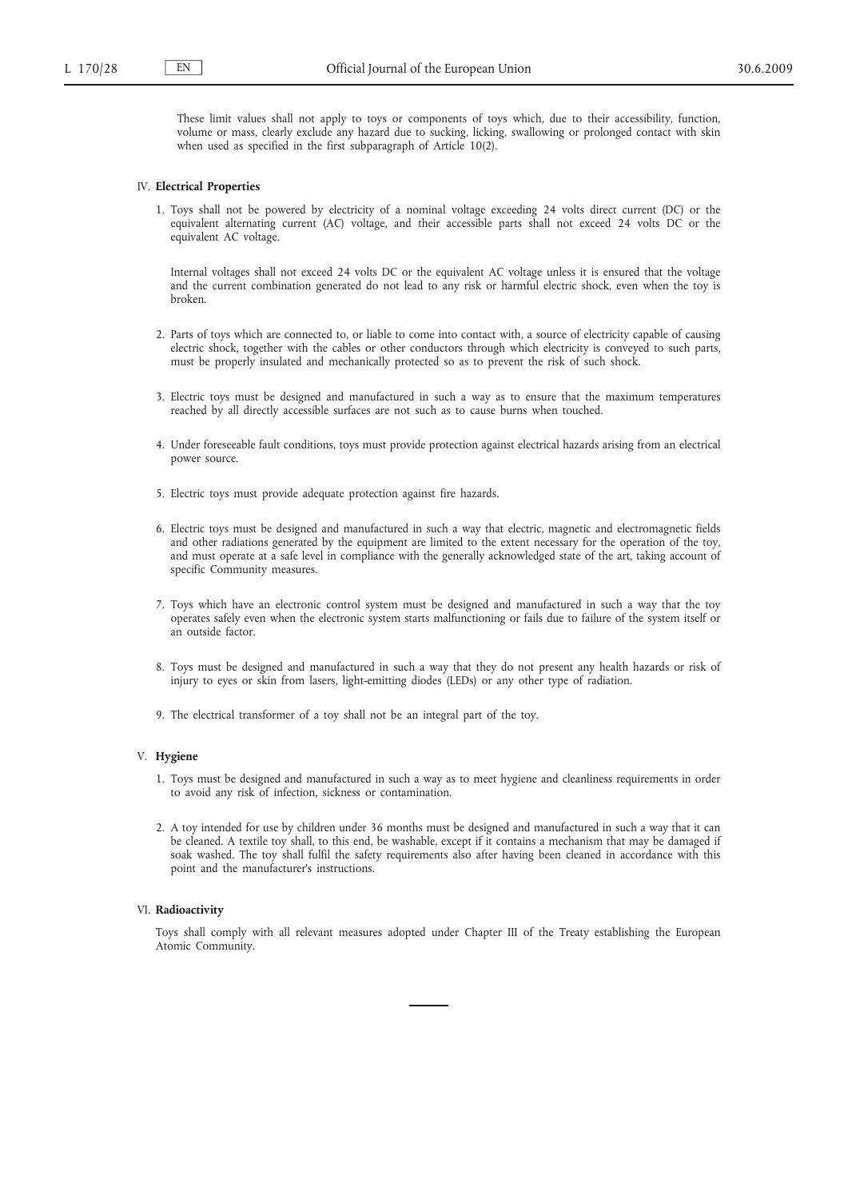These limit values shall not apply to toys or components of toys which, due to their accessibility, function, volume or mass, clearly exclude any hazard due to sucking, licking, swallowing or prolonged contact with skin when used as specified in the first subparagraph of Article 10(2).

IV. **Electrical Properties**

1. Toys shall not be powered by electricity of a nominal voltage exceeding 24 volts direct current (DC) or the equivalent alternating current (AC) voltage, and their accessible parts shall not exceed 24 volts DC or the equivalent AC voltage.

   Internal voltages shall not exceed 24 volts DC or the equivalent AC voltage unless it is ensured that the voltage and the current combination generated do not lead to any risk or harmful electric shock, even when the toy is broken.

2. Parts of toys which are connected to, or liable to come into contact with, a source of electricity capable of causing electric shock, together with the cables or other conductors through which electricity is conveyed to such parts, must be properly insulated and mechanically protected so as to prevent the risk of such shock.

3. Electric toys must be designed and manufactured in such a way as to ensure that the maximum temperatures reached by all directly accessible surfaces are not such as to cause burns when touched.

4. Under foreseeable fault conditions, toys must provide protection against electrical hazards arising from an electrical power source.

5. Electric toys must provide adequate protection against fire hazards.

6. Electric toys must be designed and manufactured in such a way that electric, magnetic and electromagnetic fields and other radiations generated by the equipment are limited to the extent necessary for the operation of the toy, and must operate at a safe level in compliance with the generally acknowledged state of the art, taking account of specific Community measures.

7. Toys which have an electronic control system must be designed and manufactured in such a way that the toy operates safely even when the electronic system starts malfunctioning or fails due to failure of the system itself or an outside factor.

8. Toys must be designed and manufactured in such a way that they do not present any health hazards or risk of injury to eyes or skin from lasers, light-emitting diodes (LEDs) or any other type of radiation.

9. The electrical transformer of a toy shall not be an integral part of the toy.

V. **Hygiene**

1. Toys must be designed and manufactured in such a way as to meet hygiene and cleanliness requirements in order to avoid any risk of infection, sickness or contamination.

2. A toy intended for use by children under 36 months must be designed and manufactured in such a way that it can be cleaned. A textile toy shall, to this end, be washable, except if it contains a mechanism that may be damaged if soak washed. The toy shall fulfil the safety requirements also after having been cleaned in accordance with this point and the manufacturer's instructions.

VI. **Radioactivity**

Toys shall comply with all relevant measures adopted under Chapter III of the Treaty establishing the European Atomic Community.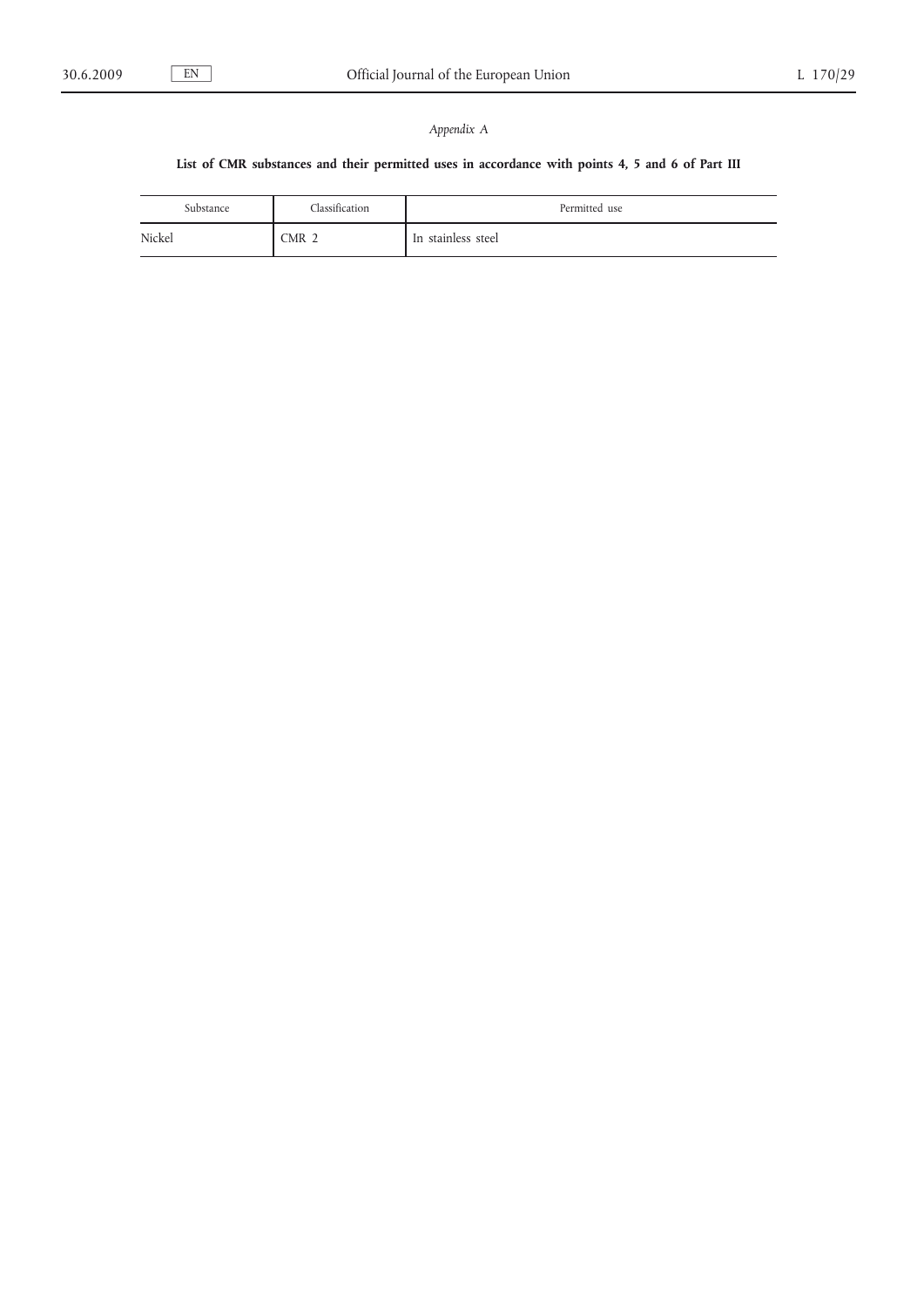*Appendix A*

**List of CMR substances and their permitted uses in accordance with points 4, 5 and 6 of Part III**

| Substance | Classification | Permitted use |
| --- | --- | --- |
| Nickel | CMR 2 | In stainless steel |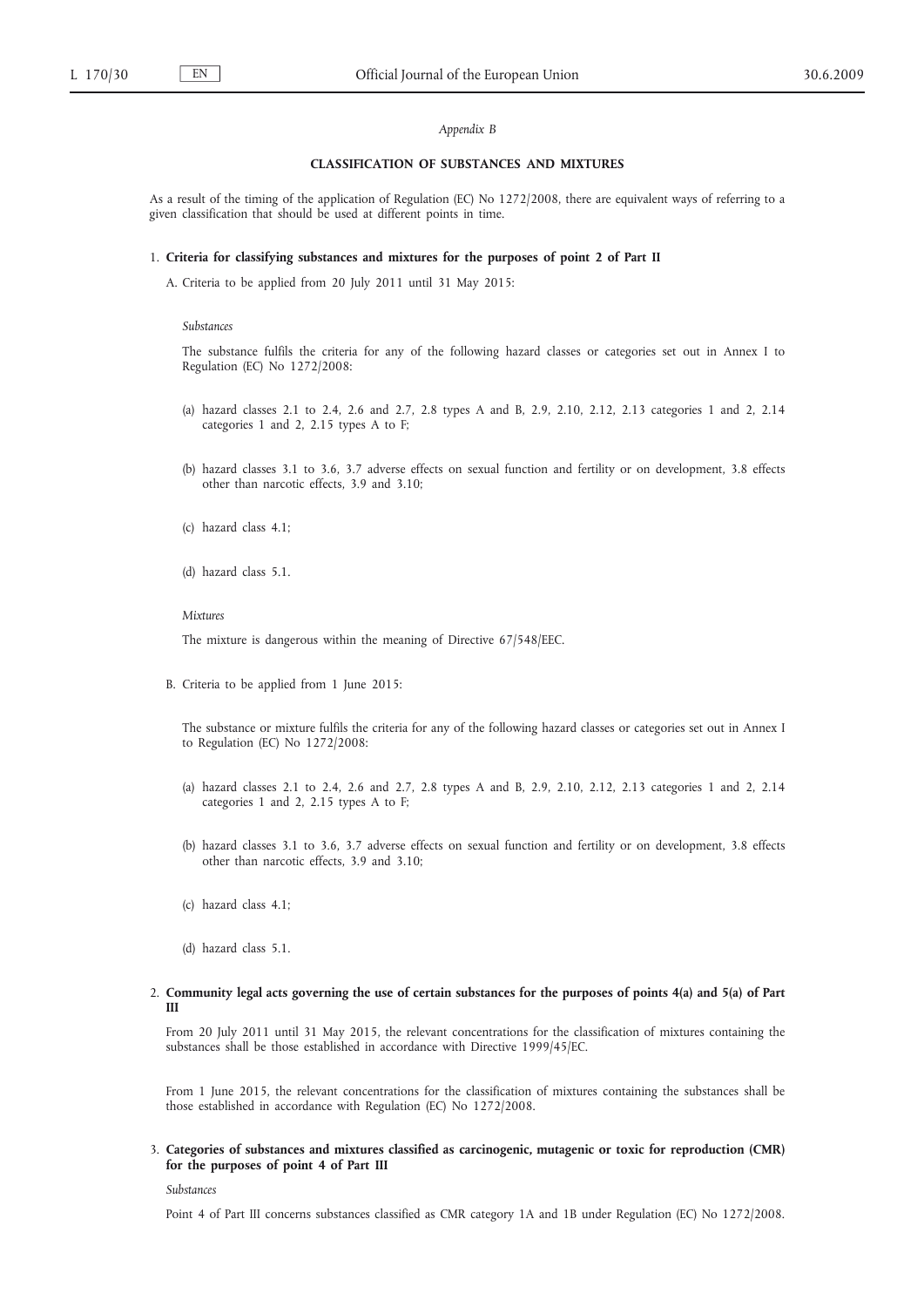*Appendix B*

## CLASSIFICATION OF SUBSTANCES AND MIXTURES

As a result of the timing of the application of Regulation (EC) No 1272/2008, there are equivalent ways of referring to a given classification that should be used at different points in time.

1. **Criteria for classifying substances and mixtures for the purposes of point 2 of Part II**

   A. Criteria to be applied from 20 July 2011 until 31 May 2015:

   *Substances*

   The substance fulfils the criteria for any of the following hazard classes or categories set out in Annex I to Regulation (EC) No 1272/2008:

   (a) hazard classes 2.1 to 2.4, 2.6 and 2.7, 2.8 types A and B, 2.9, 2.10, 2.12, 2.13 categories 1 and 2, 2.14 categories 1 and 2, 2.15 types A to F;

   (b) hazard classes 3.1 to 3.6, 3.7 adverse effects on sexual function and fertility or on development, 3.8 effects other than narcotic effects, 3.9 and 3.10;

   (c) hazard class 4.1;

   (d) hazard class 5.1.

   *Mixtures*

   The mixture is dangerous within the meaning of Directive 67/548/EEC.

   B. Criteria to be applied from 1 June 2015:

   The substance or mixture fulfils the criteria for any of the following hazard classes or categories set out in Annex I to Regulation (EC) No 1272/2008:

   (a) hazard classes 2.1 to 2.4, 2.6 and 2.7, 2.8 types A and B, 2.9, 2.10, 2.12, 2.13 categories 1 and 2, 2.14 categories 1 and 2, 2.15 types A to F;

   (b) hazard classes 3.1 to 3.6, 3.7 adverse effects on sexual function and fertility or on development, 3.8 effects other than narcotic effects, 3.9 and 3.10;

   (c) hazard class 4.1;

   (d) hazard class 5.1.

2. **Community legal acts governing the use of certain substances for the purposes of points 4(a) and 5(a) of Part III**

   From 20 July 2011 until 31 May 2015, the relevant concentrations for the classification of mixtures containing the substances shall be those established in accordance with Directive 1999/45/EC.

   From 1 June 2015, the relevant concentrations for the classification of mixtures containing the substances shall be those established in accordance with Regulation (EC) No 1272/2008.

3. **Categories of substances and mixtures classified as carcinogenic, mutagenic or toxic for reproduction (CMR) for the purposes of point 4 of Part III**

   *Substances*

   Point 4 of Part III concerns substances classified as CMR category 1A and 1B under Regulation (EC) No 1272/2008.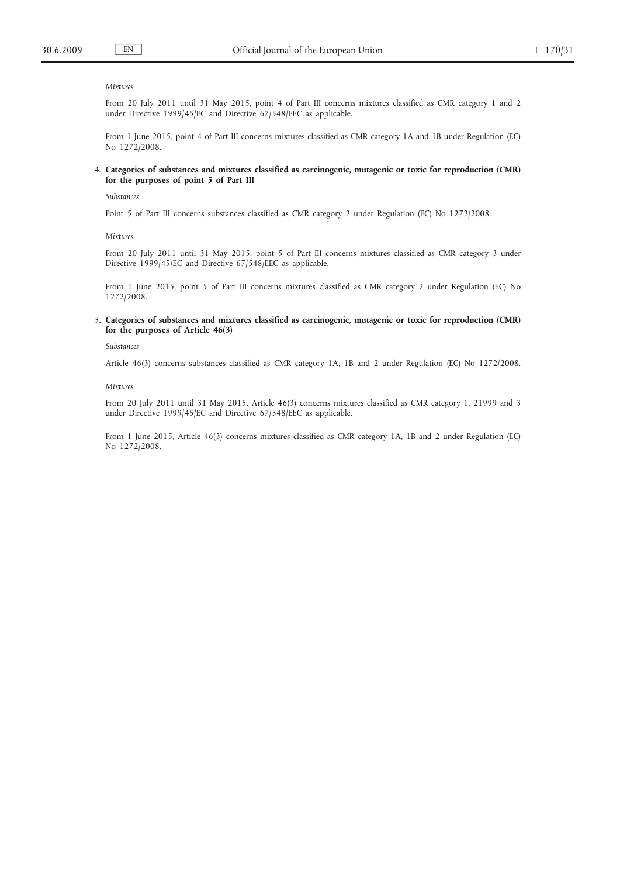*Mixtures*

From 20 July 2011 until 31 May 2015, point 4 of Part III concerns mixtures classified as CMR category 1 and 2 under Directive 1999/45/EC and Directive 67/548/EEC as applicable.

From 1 June 2015, point 4 of Part III concerns mixtures classified as CMR category 1A and 1B under Regulation (EC) No 1272/2008.

4. **Categories of substances and mixtures classified as carcinogenic, mutagenic or toxic for reproduction (CMR) for the purposes of point 5 of Part III**

*Substances*

Point 5 of Part III concerns substances classified as CMR category 2 under Regulation (EC) No 1272/2008.

*Mixtures*

From 20 July 2011 until 31 May 2015, point 5 of Part III concerns mixtures classified as CMR category 3 under Directive 1999/45/EC and Directive 67/548/EEC as applicable.

From 1 June 2015, point 5 of Part III concerns mixtures classified as CMR category 2 under Regulation (EC) No 1272/2008.

5. **Categories of substances and mixtures classified as carcinogenic, mutagenic or toxic for reproduction (CMR) for the purposes of Article 46(3)**

*Substances*

Article 46(3) concerns substances classified as CMR category 1A, 1B and 2 under Regulation (EC) No 1272/2008.

*Mixtures*

From 20 July 2011 until 31 May 2015, Article 46(3) concerns mixtures classified as CMR category 1, 21999 and 3 under Directive 1999/45/EC and Directive 67/548/EEC as applicable.

From 1 June 2015, Article 46(3) concerns mixtures classified as CMR category 1A, 1B and 2 under Regulation (EC) No 1272/2008.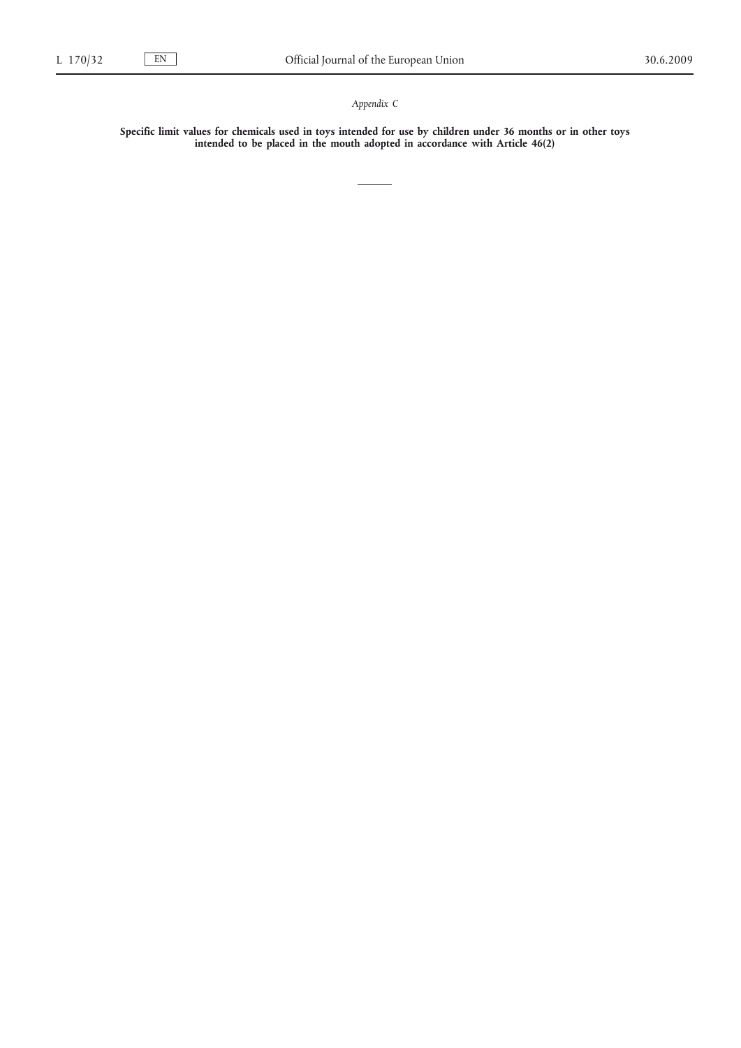*Appendix C*

**Specific limit values for chemicals used in toys intended for use by children under 36 months or in other toys intended to be placed in the mouth adopted in accordance with Article 46(2)**

---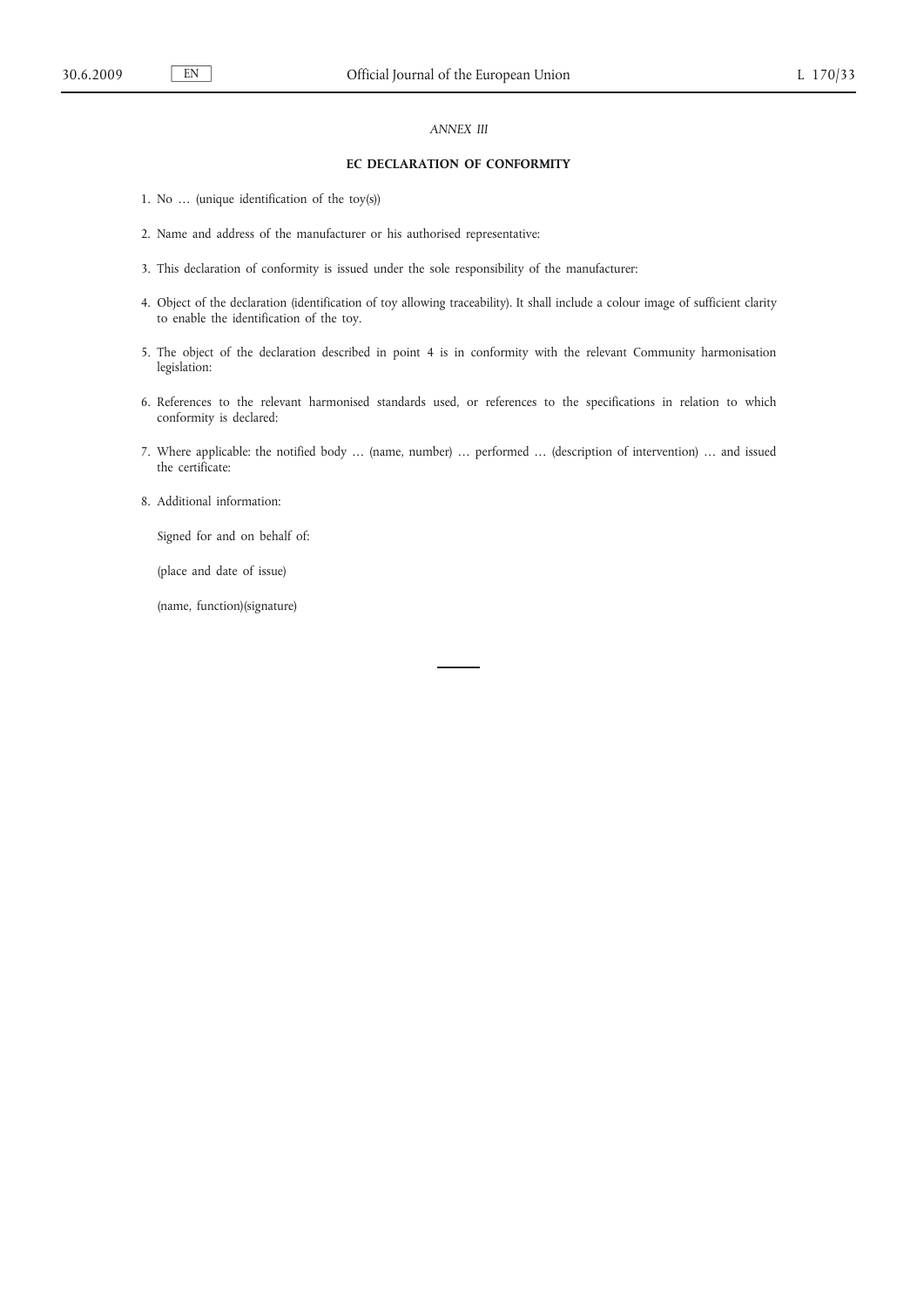*ANNEX III*

## EC DECLARATION OF CONFORMITY

1. No … (unique identification of the toy(s))

2. Name and address of the manufacturer or his authorised representative:

3. This declaration of conformity is issued under the sole responsibility of the manufacturer:

4. Object of the declaration (identification of toy allowing traceability). It shall include a colour image of sufficient clarity to enable the identification of the toy.

5. The object of the declaration described in point 4 is in conformity with the relevant Community harmonisation legislation:

6. References to the relevant harmonised standards used, or references to the specifications in relation to which conformity is declared:

7. Where applicable: the notified body … (name, number) … performed … (description of intervention) … and issued the certificate:

8. Additional information:

   Signed for and on behalf of:

   (place and date of issue)

   (name, function)(signature)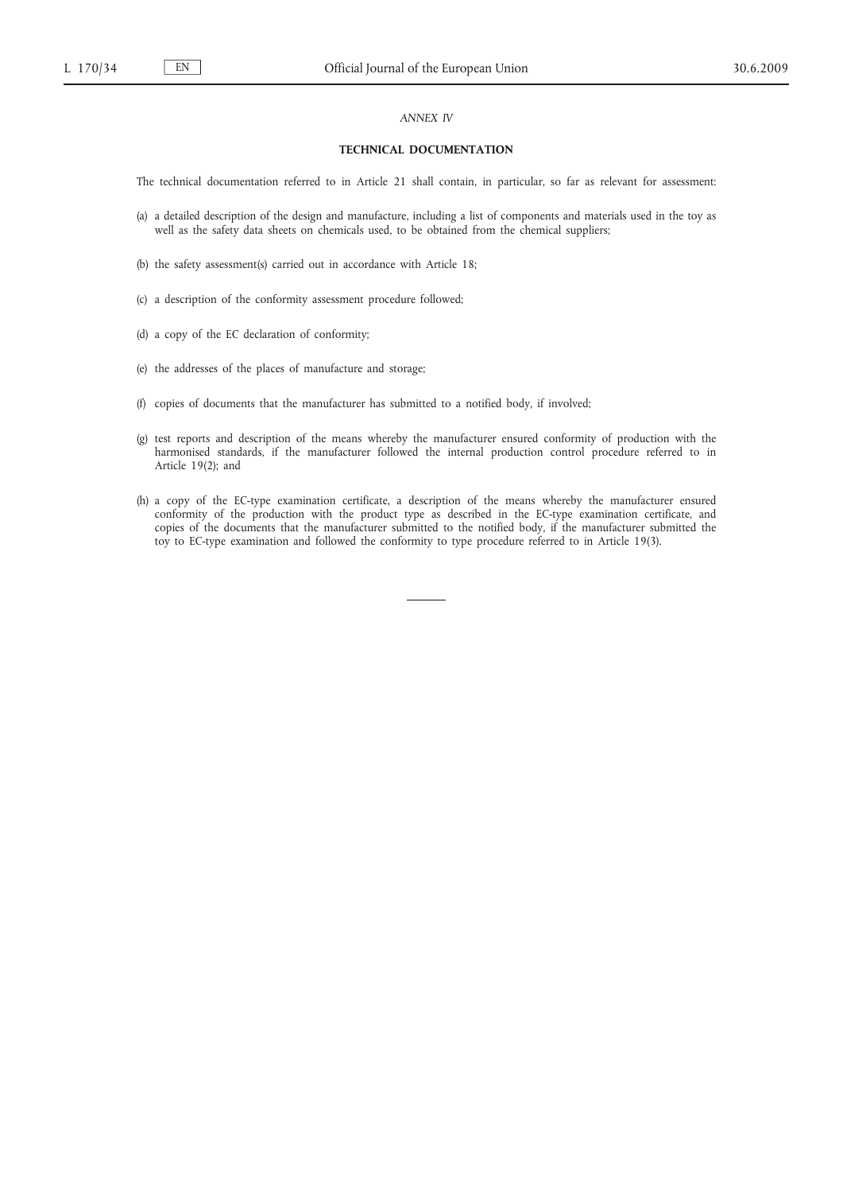*ANNEX IV*

## TECHNICAL DOCUMENTATION

The technical documentation referred to in Article 21 shall contain, in particular, so far as relevant for assessment:

(a) a detailed description of the design and manufacture, including a list of components and materials used in the toy as well as the safety data sheets on chemicals used, to be obtained from the chemical suppliers;

(b) the safety assessment(s) carried out in accordance with Article 18;

(c) a description of the conformity assessment procedure followed;

(d) a copy of the EC declaration of conformity;

(e) the addresses of the places of manufacture and storage;

(f) copies of documents that the manufacturer has submitted to a notified body, if involved;

(g) test reports and description of the means whereby the manufacturer ensured conformity of production with the harmonised standards, if the manufacturer followed the internal production control procedure referred to in Article 19(2); and

(h) a copy of the EC-type examination certificate, a description of the means whereby the manufacturer ensured conformity of the production with the product type as described in the EC-type examination certificate, and copies of the documents that the manufacturer submitted to the notified body, if the manufacturer submitted the toy to EC-type examination and followed the conformity to type procedure referred to in Article 19(3).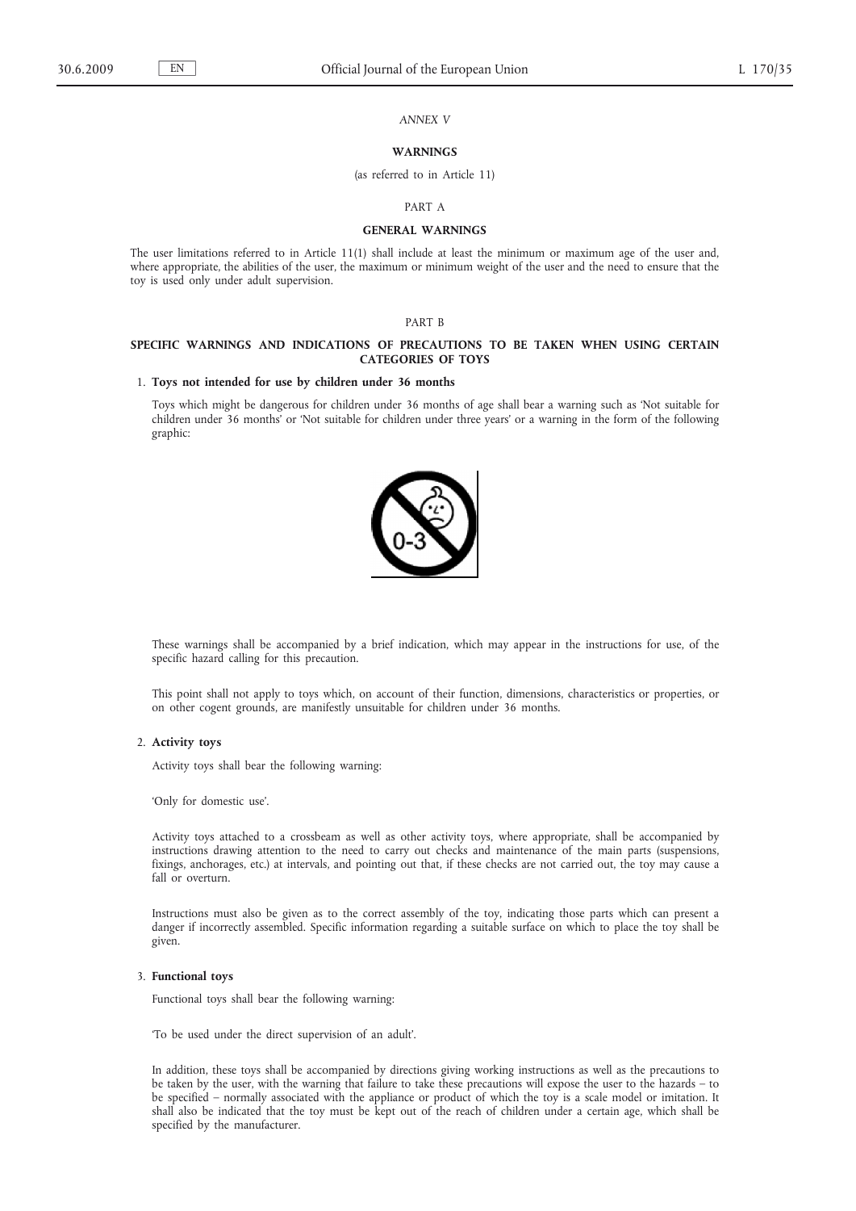*ANNEX V*

**WARNINGS**

(as referred to in Article 11)

PART A

**GENERAL WARNINGS**

The user limitations referred to in Article 11(1) shall include at least the minimum or maximum age of the user and, where appropriate, the abilities of the user, the maximum or minimum weight of the user and the need to ensure that the toy is used only under adult supervision.

PART B

**SPECIFIC WARNINGS AND INDICATIONS OF PRECAUTIONS TO BE TAKEN WHEN USING CERTAIN CATEGORIES OF TOYS**

1. **Toys not intended for use by children under 36 months**

Toys which might be dangerous for children under 36 months of age shall bear a warning such as 'Not suitable for children under 36 months' or 'Not suitable for children under three years' or a warning in the form of the following graphic:

These warnings shall be accompanied by a brief indication, which may appear in the instructions for use, of the specific hazard calling for this precaution.

This point shall not apply to toys which, on account of their function, dimensions, characteristics or properties, or on other cogent grounds, are manifestly unsuitable for children under 36 months.

2. **Activity toys**

Activity toys shall bear the following warning:

'Only for domestic use'.

Activity toys attached to a crossbeam as well as other activity toys, where appropriate, shall be accompanied by instructions drawing attention to the need to carry out checks and maintenance of the main parts (suspensions, fixings, anchorages, etc.) at intervals, and pointing out that, if these checks are not carried out, the toy may cause a fall or overturn.

Instructions must also be given as to the correct assembly of the toy, indicating those parts which can present a danger if incorrectly assembled. Specific information regarding a suitable surface on which to place the toy shall be given.

3. **Functional toys**

Functional toys shall bear the following warning:

'To be used under the direct supervision of an adult'.

In addition, these toys shall be accompanied by directions giving working instructions as well as the precautions to be taken by the user, with the warning that failure to take these precautions will expose the user to the hazards – to be specified – normally associated with the appliance or product of which the toy is a scale model or imitation. It shall also be indicated that the toy must be kept out of the reach of children under a certain age, which shall be specified by the manufacturer.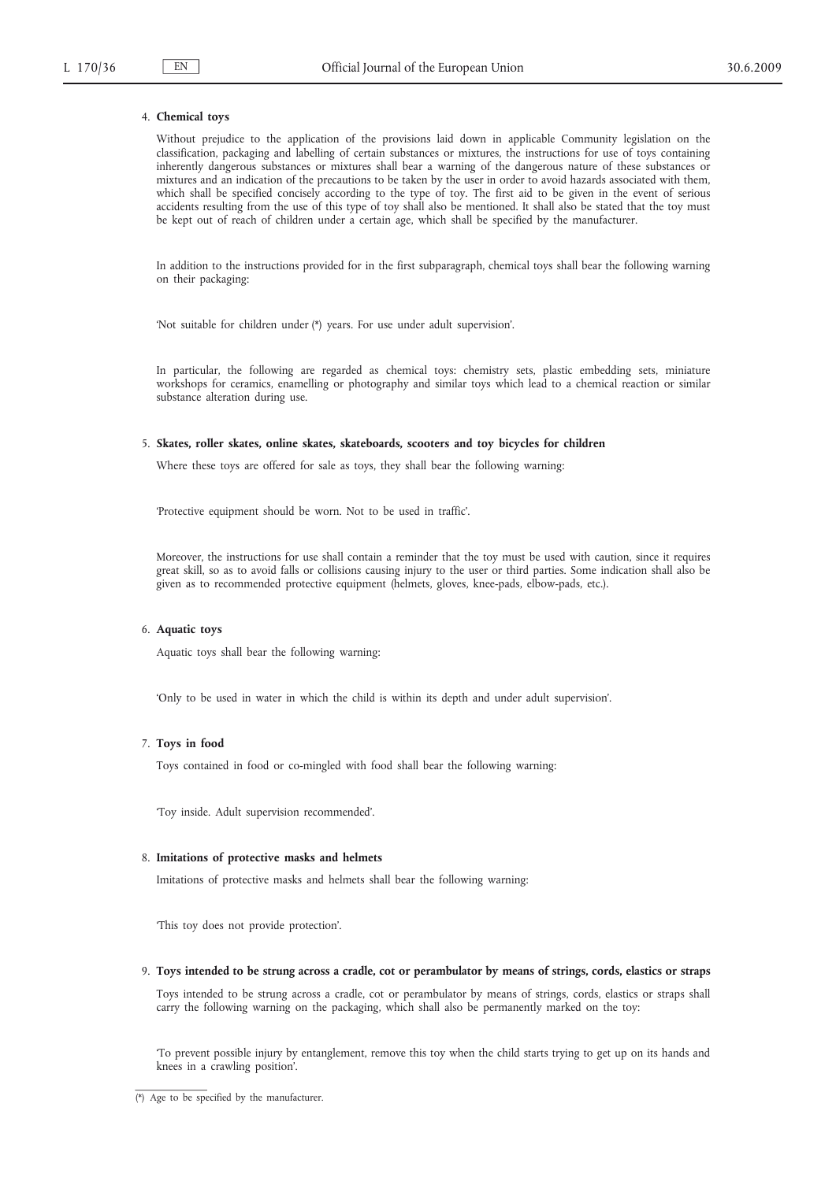4. **Chemical toys**

   Without prejudice to the application of the provisions laid down in applicable Community legislation on the classification, packaging and labelling of certain substances or mixtures, the instructions for use of toys containing inherently dangerous substances or mixtures shall bear a warning of the dangerous nature of these substances or mixtures and an indication of the precautions to be taken by the user in order to avoid hazards associated with them, which shall be specified concisely according to the type of toy. The first aid to be given in the event of serious accidents resulting from the use of this type of toy shall also be mentioned. It shall also be stated that the toy must be kept out of reach of children under a certain age, which shall be specified by the manufacturer.

   In addition to the instructions provided for in the first subparagraph, chemical toys shall bear the following warning on their packaging:

   'Not suitable for children under (*) years. For use under adult supervision'.

   In particular, the following are regarded as chemical toys: chemistry sets, plastic embedding sets, miniature workshops for ceramics, enamelling or photography and similar toys which lead to a chemical reaction or similar substance alteration during use.

5. **Skates, roller skates, online skates, skateboards, scooters and toy bicycles for children**

   Where these toys are offered for sale as toys, they shall bear the following warning:

   'Protective equipment should be worn. Not to be used in traffic'.

   Moreover, the instructions for use shall contain a reminder that the toy must be used with caution, since it requires great skill, so as to avoid falls or collisions causing injury to the user or third parties. Some indication shall also be given as to recommended protective equipment (helmets, gloves, knee-pads, elbow-pads, etc.).

6. **Aquatic toys**

   Aquatic toys shall bear the following warning:

   'Only to be used in water in which the child is within its depth and under adult supervision'.

7. **Toys in food**

   Toys contained in food or co-mingled with food shall bear the following warning:

   'Toy inside. Adult supervision recommended'.

8. **Imitations of protective masks and helmets**

   Imitations of protective masks and helmets shall bear the following warning:

   'This toy does not provide protection'.

9. **Toys intended to be strung across a cradle, cot or perambulator by means of strings, cords, elastics or straps**

   Toys intended to be strung across a cradle, cot or perambulator by means of strings, cords, elastics or straps shall carry the following warning on the packaging, which shall also be permanently marked on the toy:

   'To prevent possible injury by entanglement, remove this toy when the child starts trying to get up on its hands and knees in a crawling position'.

(*) Age to be specified by the manufacturer.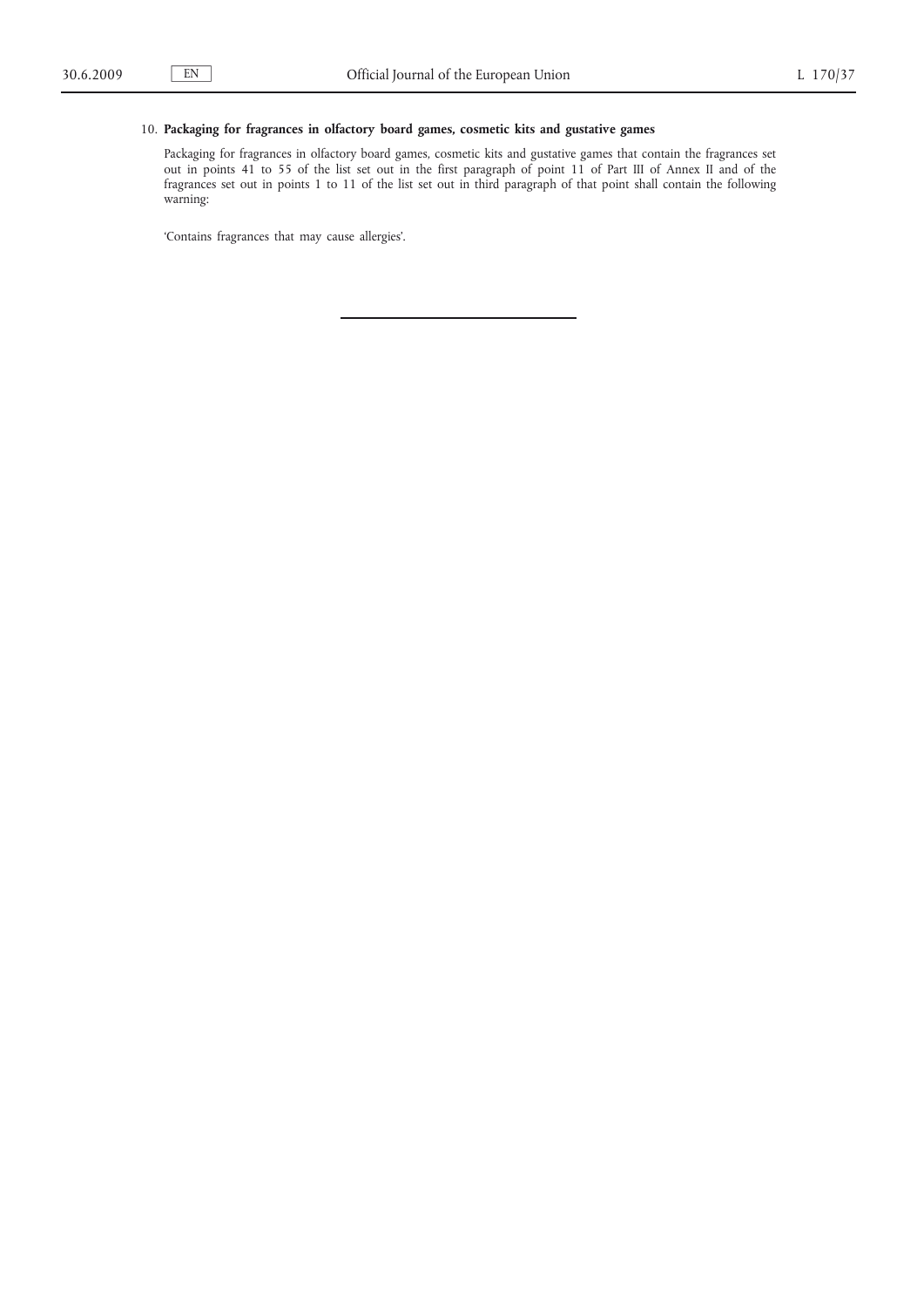10. **Packaging for fragrances in olfactory board games, cosmetic kits and gustative games**

Packaging for fragrances in olfactory board games, cosmetic kits and gustative games that contain the fragrances set out in points 41 to 55 of the list set out in the first paragraph of point 11 of Part III of Annex II and of the fragrances set out in points 1 to 11 of the list set out in third paragraph of that point shall contain the following warning:

'Contains fragrances that may cause allergies'.